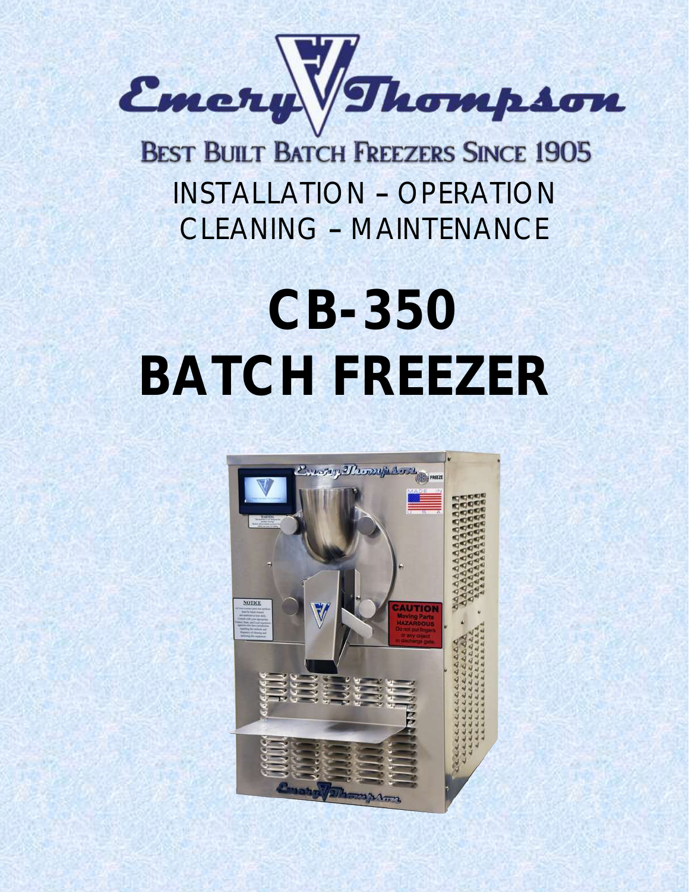Emery Thompson

BEST BUILT BATCH FREEZERS SINCE 1905

INSTALLATION – OPERATION
CLEANING – MAINTENANCE

# CB-350
# BATCH FREEZER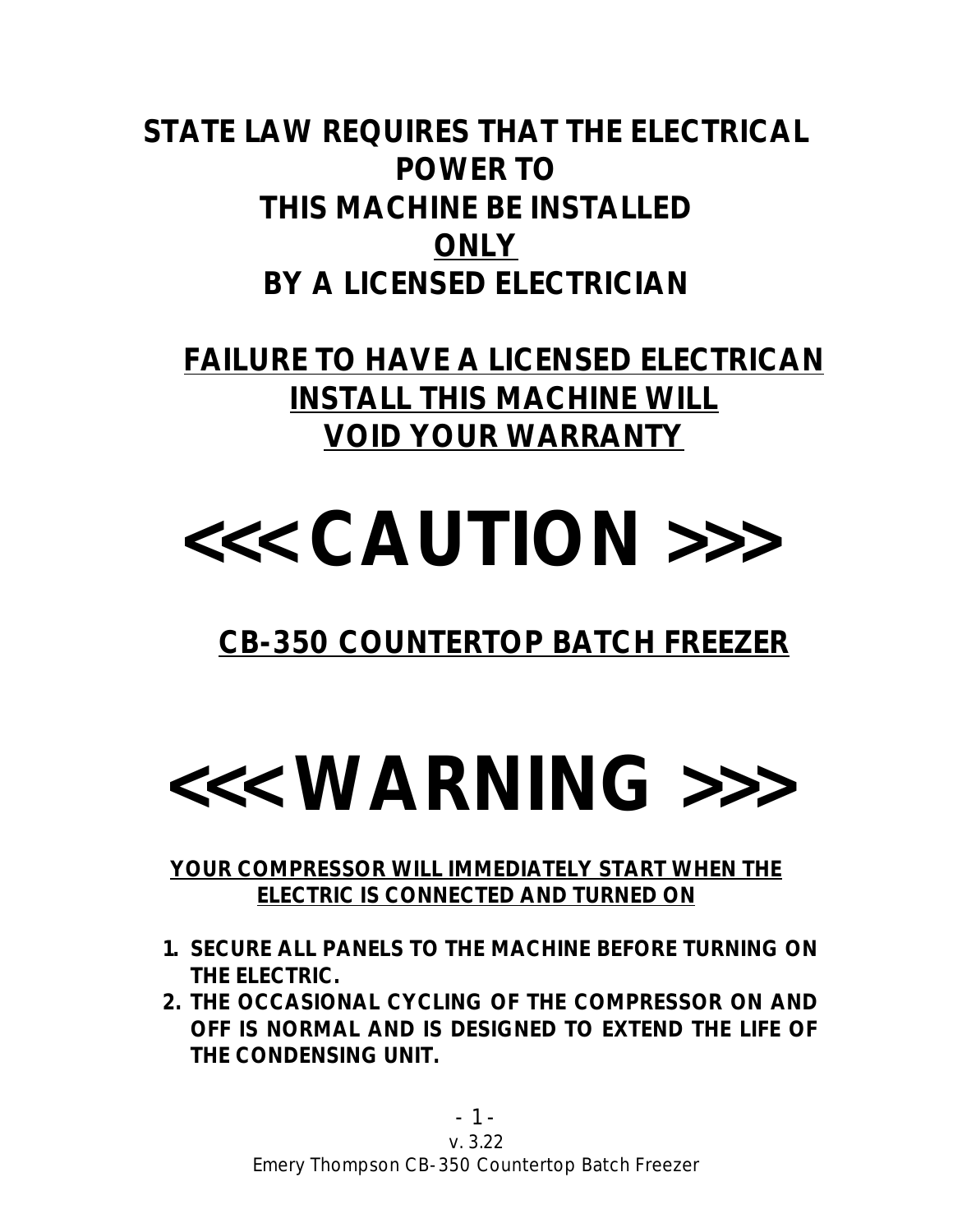**STATE LAW REQUIRES THAT THE ELECTRICAL POWER TO THIS MACHINE BE INSTALLED <u>ONLY</u> BY A LICENSED ELECTRICIAN**

**<u>FAILURE TO HAVE A LICENSED ELECTRICAN INSTALL THIS MACHINE WILL VOID YOUR WARRANTY</u>**

# <<< CAUTION >>>

## <u>CB-350 COUNTERTOP BATCH FREEZER</u>

# <<< WARNING >>>

**<u>YOUR COMPRESSOR WILL IMMEDIATELY START WHEN THE ELECTRIC IS CONNECTED AND TURNED ON</u>**

1. **SECURE ALL PANELS TO THE MACHINE BEFORE TURNING ON THE ELECTRIC.**
2. **THE OCCASIONAL CYCLING OF THE COMPRESSOR ON AND OFF IS NORMAL AND IS DESIGNED TO EXTEND THE LIFE OF THE CONDENSING UNIT.**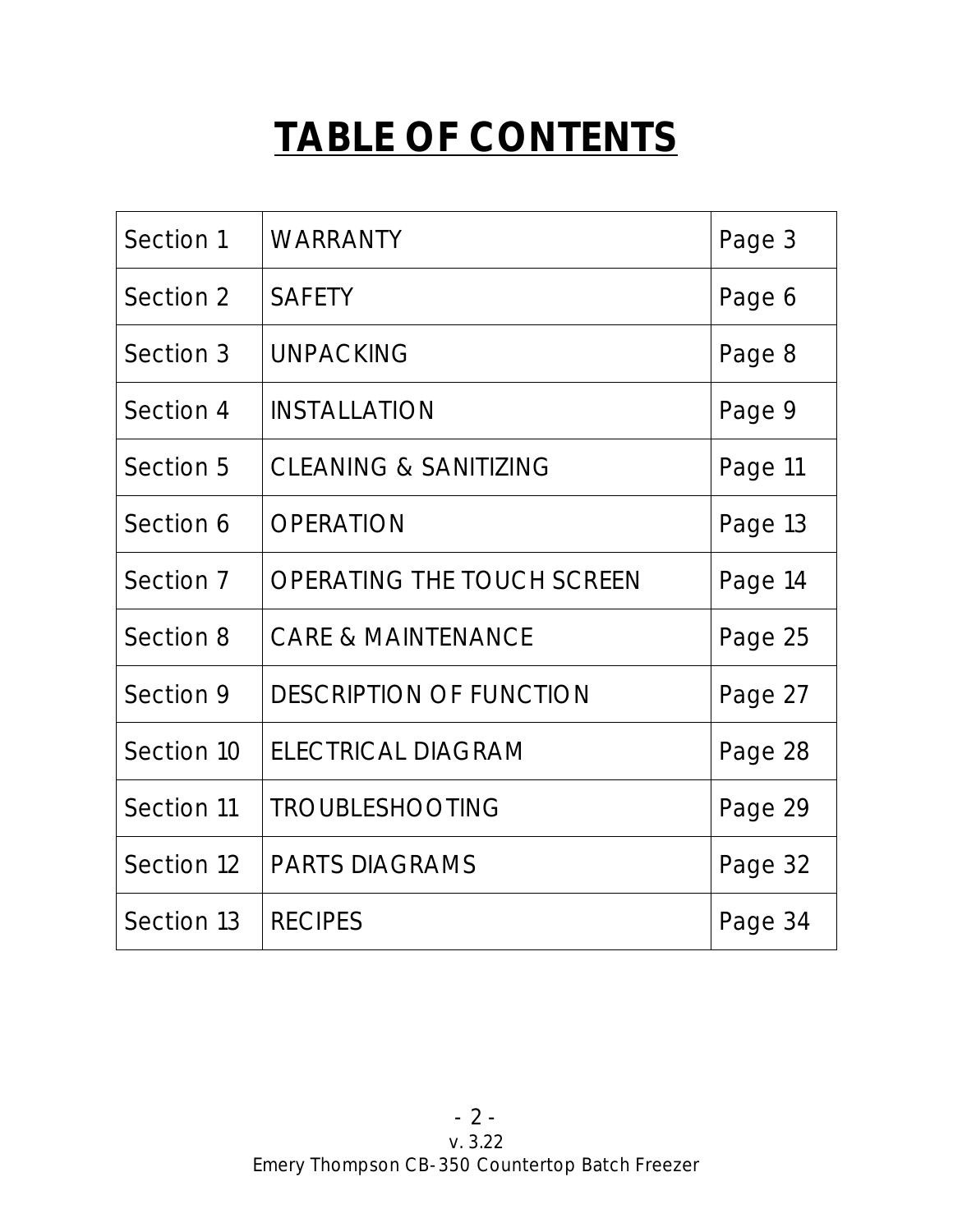# TABLE OF CONTENTS

| | | |
|---|---|---|
| Section 1 | WARRANTY | Page 3 |
| Section 2 | SAFETY | Page 6 |
| Section 3 | UNPACKING | Page 8 |
| Section 4 | INSTALLATION | Page 9 |
| Section 5 | CLEANING & SANITIZING | Page 11 |
| Section 6 | OPERATION | Page 13 |
| Section 7 | OPERATING THE TOUCH SCREEN | Page 14 |
| Section 8 | CARE & MAINTENANCE | Page 25 |
| Section 9 | DESCRIPTION OF FUNCTION | Page 27 |
| Section 10 | ELECTRICAL DIAGRAM | Page 28 |
| Section 11 | TROUBLESHOOTING | Page 29 |
| Section 12 | PARTS DIAGRAMS | Page 32 |
| Section 13 | RECIPES | Page 34 |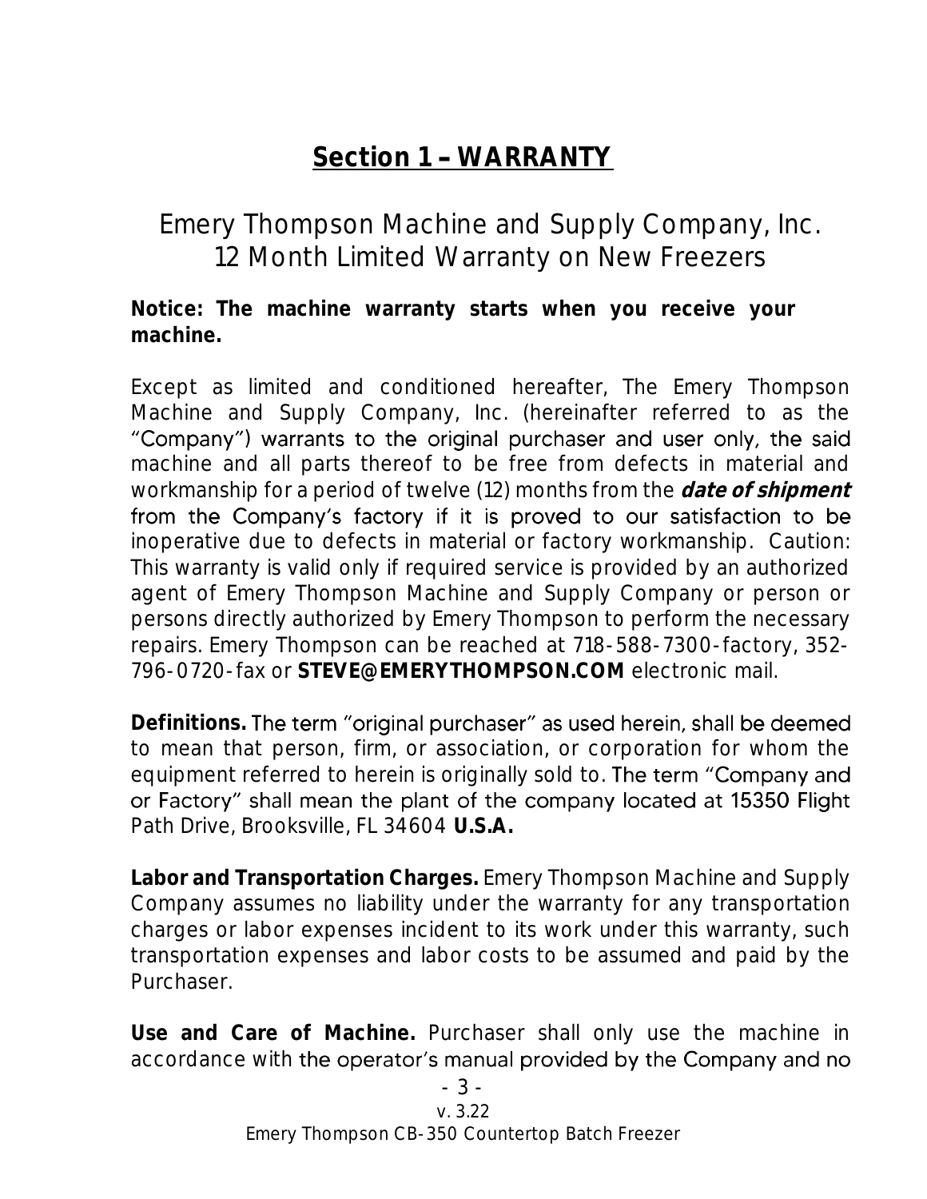# Section 1 – WARRANTY

## Emery Thompson Machine and Supply Company, Inc.
## 12 Month Limited Warranty on New Freezers

**Notice: The machine warranty starts when you receive your machine.**

Except as limited and conditioned hereafter, The Emery Thompson Machine and Supply Company, Inc. (hereinafter referred to as the "Company") warrants to the original purchaser and user only, the said machine and all parts thereof to be free from defects in material and workmanship for a period of twelve (12) months from the ***date of shipment*** from the Company's factory if it is proved to our satisfaction to be inoperative due to defects in material or factory workmanship. Caution: This warranty is valid only if required service is provided by an authorized agent of Emery Thompson Machine and Supply Company or person or persons directly authorized by Emery Thompson to perform the necessary repairs. Emery Thompson can be reached at 718-588-7300-factory, 352-796-0720-fax or **STEVE@EMERYTHOMPSON.COM** electronic mail.

**Definitions.** The term "original purchaser" as used herein, shall be deemed to mean that person, firm, or association, or corporation for whom the equipment referred to herein is originally sold to. The term "Company and or Factory" shall mean the plant of the company located at 15350 Flight Path Drive, Brooksville, FL 34604 **U.S.A.**

**Labor and Transportation Charges.** Emery Thompson Machine and Supply Company assumes no liability under the warranty for any transportation charges or labor expenses incident to its work under this warranty, such transportation expenses and labor costs to be assumed and paid by the Purchaser.

**Use and Care of Machine.** Purchaser shall only use the machine in accordance with the operator's manual provided by the Company and no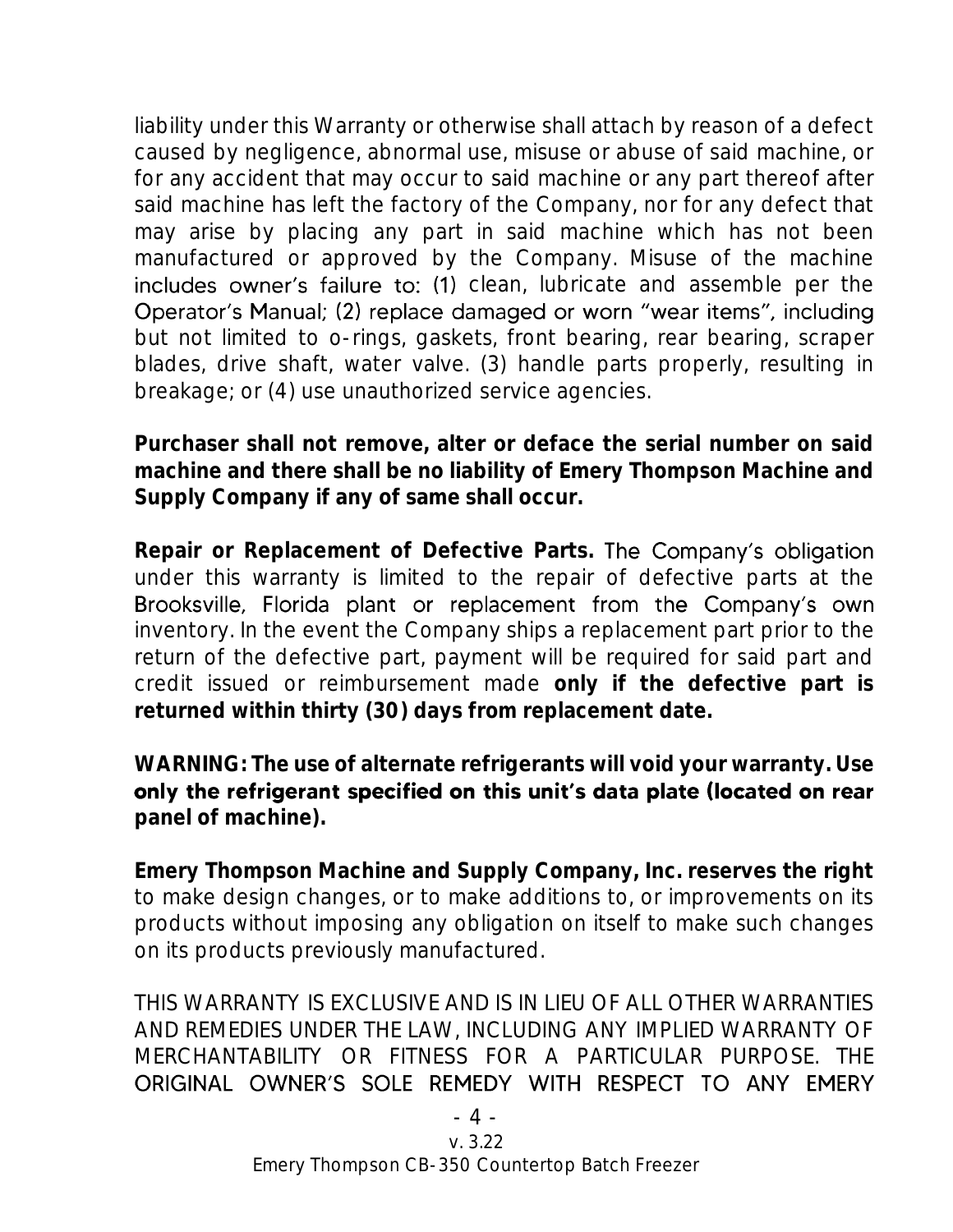liability under this Warranty or otherwise shall attach by reason of a defect caused by negligence, abnormal use, misuse or abuse of said machine, or for any accident that may occur to said machine or any part thereof after said machine has left the factory of the Company, nor for any defect that may arise by placing any part in said machine which has not been manufactured or approved by the Company. Misuse of the machine includes owner's failure to: (1) clean, lubricate and assemble per the Operator's Manual; (2) replace damaged or worn "wear items", including but not limited to o-rings, gaskets, front bearing, rear bearing, scraper blades, drive shaft, water valve. (3) handle parts properly, resulting in breakage; or (4) use unauthorized service agencies.

**Purchaser shall not remove, alter or deface the serial number on said machine and there shall be no liability of Emery Thompson Machine and Supply Company if any of same shall occur.**

**Repair or Replacement of Defective Parts.** The Company's obligation under this warranty is limited to the repair of defective parts at the Brooksville, Florida plant or replacement from the Company's own inventory. In the event the Company ships a replacement part prior to the return of the defective part, payment will be required for said part and credit issued or reimbursement made **only if the defective part is returned within thirty (30) days from replacement date.**

**WARNING: The use of alternate refrigerants will void your warranty. Use only the refrigerant specified on this unit's data plate (located on rear panel of machine).**

**Emery Thompson Machine and Supply Company, Inc. reserves the right** to make design changes, or to make additions to, or improvements on its products without imposing any obligation on itself to make such changes on its products previously manufactured.

THIS WARRANTY IS EXCLUSIVE AND IS IN LIEU OF ALL OTHER WARRANTIES AND REMEDIES UNDER THE LAW, INCLUDING ANY IMPLIED WARRANTY OF MERCHANTABILITY OR FITNESS FOR A PARTICULAR PURPOSE. THE ORIGINAL OWNER'S SOLE REMEDY WITH RESPECT TO ANY EMERY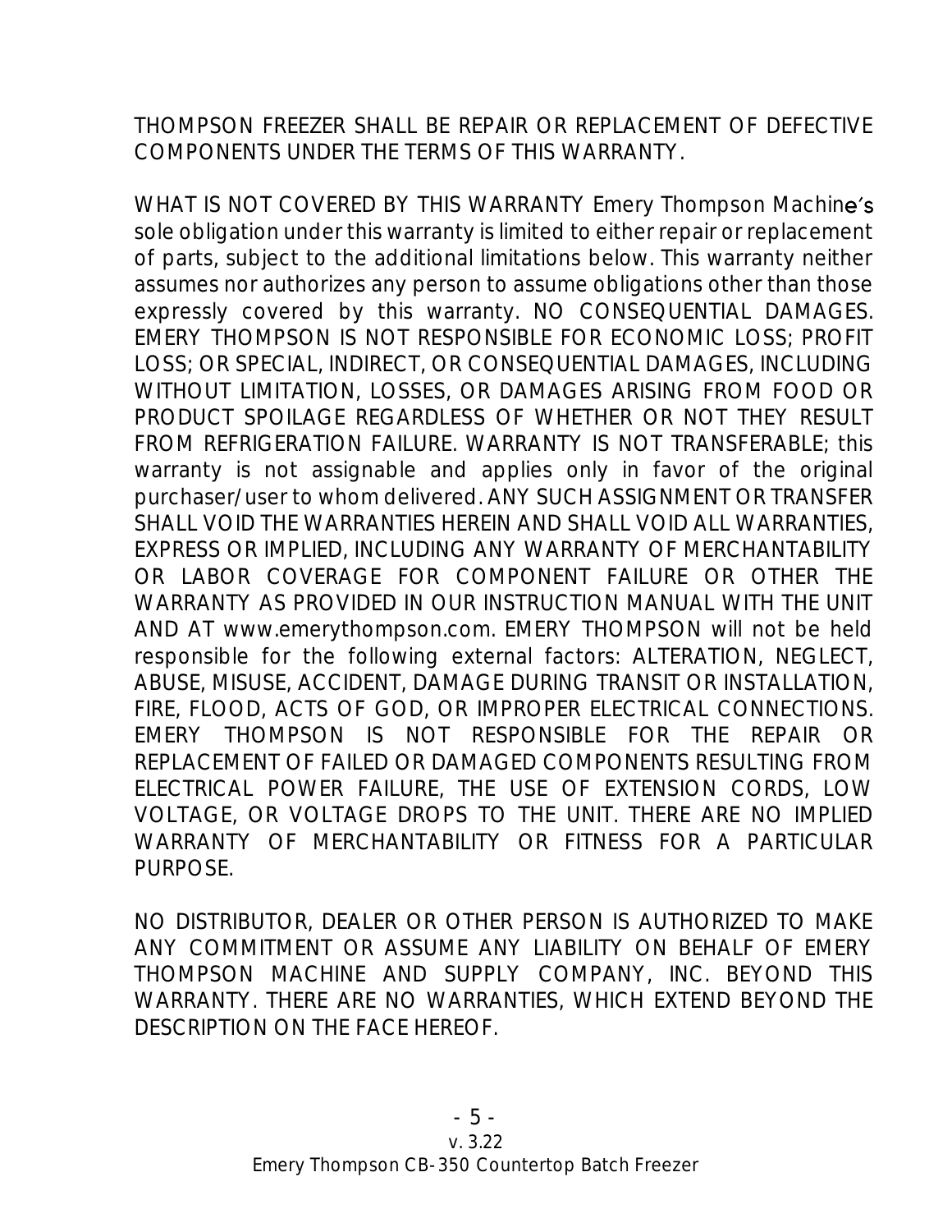THOMPSON FREEZER SHALL BE REPAIR OR REPLACEMENT OF DEFECTIVE COMPONENTS UNDER THE TERMS OF THIS WARRANTY.

WHAT IS NOT COVERED BY THIS WARRANTY Emery Thompson Machine's sole obligation under this warranty is limited to either repair or replacement of parts, subject to the additional limitations below. This warranty neither assumes nor authorizes any person to assume obligations other than those expressly covered by this warranty. NO CONSEQUENTIAL DAMAGES. EMERY THOMPSON IS NOT RESPONSIBLE FOR ECONOMIC LOSS; PROFIT LOSS; OR SPECIAL, INDIRECT, OR CONSEQUENTIAL DAMAGES, INCLUDING WITHOUT LIMITATION, LOSSES, OR DAMAGES ARISING FROM FOOD OR PRODUCT SPOILAGE REGARDLESS OF WHETHER OR NOT THEY RESULT FROM REFRIGERATION FAILURE. WARRANTY IS NOT TRANSFERABLE; this warranty is not assignable and applies only in favor of the original purchaser/user to whom delivered. ANY SUCH ASSIGNMENT OR TRANSFER SHALL VOID THE WARRANTIES HEREIN AND SHALL VOID ALL WARRANTIES, EXPRESS OR IMPLIED, INCLUDING ANY WARRANTY OF MERCHANTABILITY OR LABOR COVERAGE FOR COMPONENT FAILURE OR OTHER THE WARRANTY AS PROVIDED IN OUR INSTRUCTION MANUAL WITH THE UNIT AND AT www.emerythompson.com. EMERY THOMPSON will not be held responsible for the following external factors: ALTERATION, NEGLECT, ABUSE, MISUSE, ACCIDENT, DAMAGE DURING TRANSIT OR INSTALLATION, FIRE, FLOOD, ACTS OF GOD, OR IMPROPER ELECTRICAL CONNECTIONS. EMERY THOMPSON IS NOT RESPONSIBLE FOR THE REPAIR OR REPLACEMENT OF FAILED OR DAMAGED COMPONENTS RESULTING FROM ELECTRICAL POWER FAILURE, THE USE OF EXTENSION CORDS, LOW VOLTAGE, OR VOLTAGE DROPS TO THE UNIT. THERE ARE NO IMPLIED WARRANTY OF MERCHANTABILITY OR FITNESS FOR A PARTICULAR PURPOSE.

NO DISTRIBUTOR, DEALER OR OTHER PERSON IS AUTHORIZED TO MAKE ANY COMMITMENT OR ASSUME ANY LIABILITY ON BEHALF OF EMERY THOMPSON MACHINE AND SUPPLY COMPANY, INC. BEYOND THIS WARRANTY. THERE ARE NO WARRANTIES, WHICH EXTEND BEYOND THE DESCRIPTION ON THE FACE HEREOF.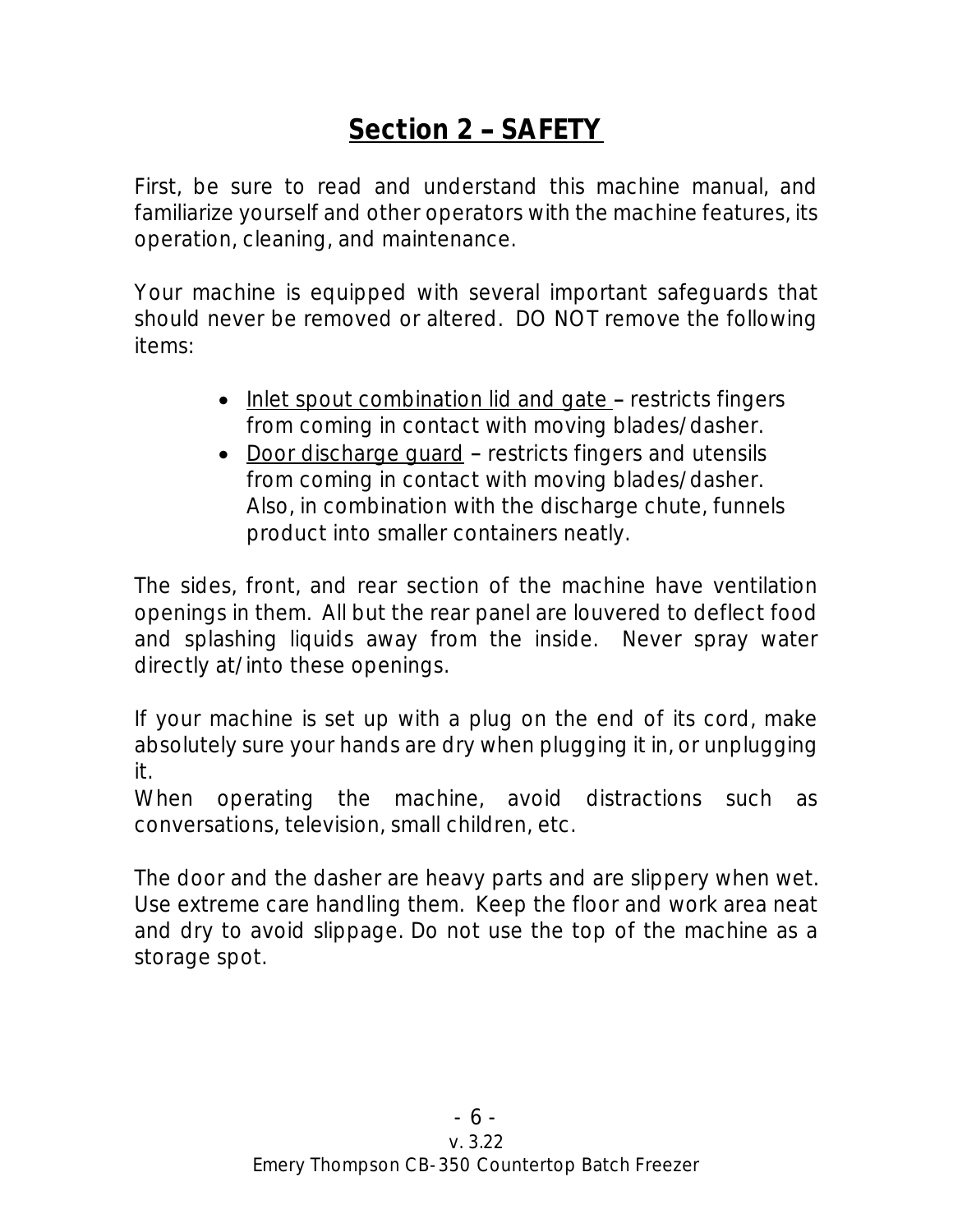## Section 2 – SAFETY

First, be sure to read and understand this machine manual, and familiarize yourself and other operators with the machine features, its operation, cleaning, and maintenance.

Your machine is equipped with several important safeguards that should never be removed or altered. DO NOT remove the following items:

- Inlet spout combination lid and gate – restricts fingers from coming in contact with moving blades/dasher.
- Door discharge guard – restricts fingers and utensils from coming in contact with moving blades/dasher. Also, in combination with the discharge chute, funnels product into smaller containers neatly.

The sides, front, and rear section of the machine have ventilation openings in them. All but the rear panel are louvered to deflect food and splashing liquids away from the inside. Never spray water directly at/into these openings.

If your machine is set up with a plug on the end of its cord, make absolutely sure your hands are dry when plugging it in, or unplugging it.
When operating the machine, avoid distractions such as conversations, television, small children, etc.

The door and the dasher are heavy parts and are slippery when wet. Use extreme care handling them. Keep the floor and work area neat and dry to avoid slippage. Do not use the top of the machine as a storage spot.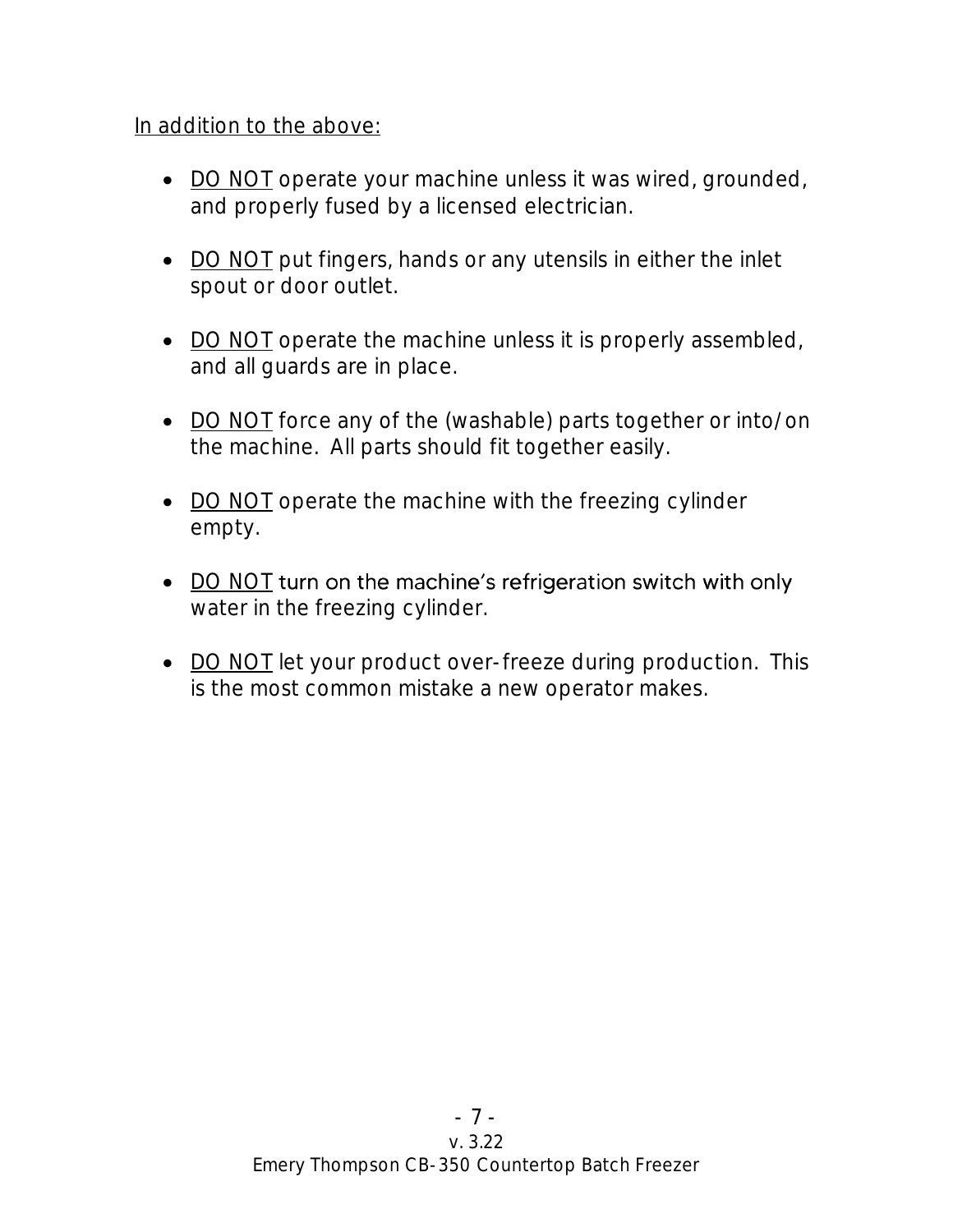<u>In addition to the above:</u>

- <u>DO NOT</u> operate your machine unless it was wired, grounded, and properly fused by a licensed electrician.
- <u>DO NOT</u> put fingers, hands or any utensils in either the inlet spout or door outlet.
- <u>DO NOT</u> operate the machine unless it is properly assembled, and all guards are in place.
- <u>DO NOT</u> force any of the (washable) parts together or into/on the machine. All parts should fit together easily.
- <u>DO NOT</u> operate the machine with the freezing cylinder empty.
- <u>DO NOT</u> turn on the machine's refrigeration switch with only water in the freezing cylinder.
- <u>DO NOT</u> let your product over-freeze during production. This is the most common mistake a new operator makes.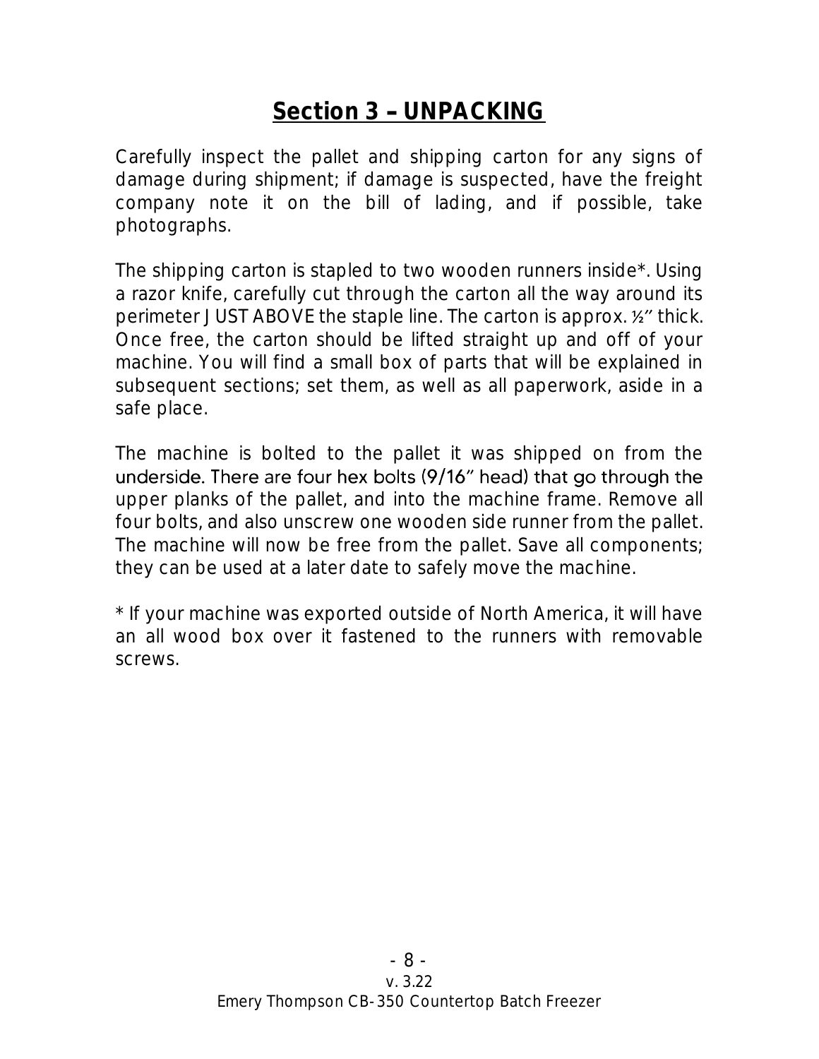# Section 3 – UNPACKING

Carefully inspect the pallet and shipping carton for any signs of damage during shipment; if damage is suspected, have the freight company note it on the bill of lading, and if possible, take photographs.

The shipping carton is stapled to two wooden runners inside*. Using a razor knife, carefully cut through the carton all the way around its perimeter JUST ABOVE the staple line. The carton is approx. ½" thick. Once free, the carton should be lifted straight up and off of your machine. You will find a small box of parts that will be explained in subsequent sections; set them, as well as all paperwork, aside in a safe place.

The machine is bolted to the pallet it was shipped on from the underside. There are four hex bolts (9/16" head) that go through the upper planks of the pallet, and into the machine frame. Remove all four bolts, and also unscrew one wooden side runner from the pallet. The machine will now be free from the pallet. Save all components; they can be used at a later date to safely move the machine.

* If your machine was exported outside of North America, it will have an all wood box over it fastened to the runners with removable screws.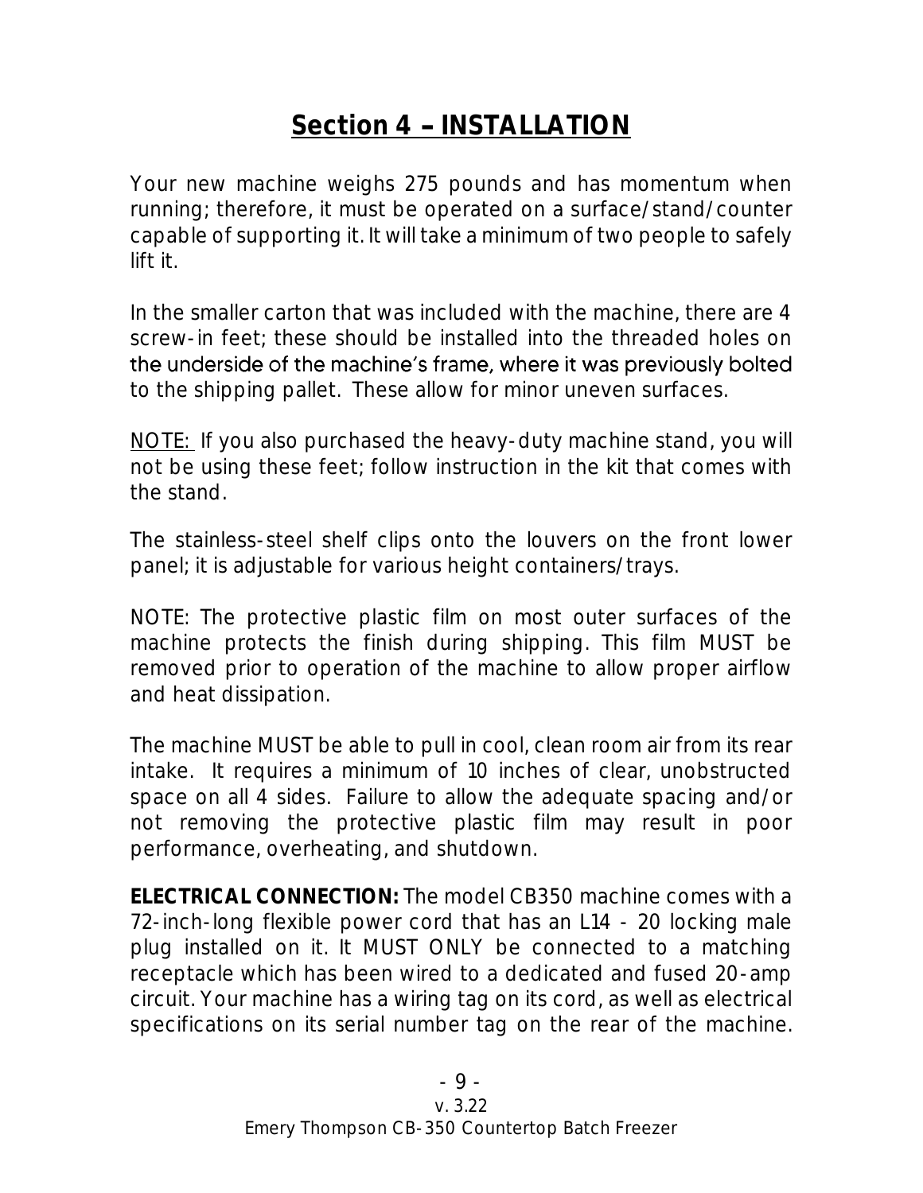# Section 4 – INSTALLATION

Your new machine weighs 275 pounds and has momentum when running; therefore, it must be operated on a surface/stand/counter capable of supporting it. It will take a minimum of two people to safely lift it.

In the smaller carton that was included with the machine, there are 4 screw-in feet; these should be installed into the threaded holes on the underside of the machine's frame, where it was previously bolted to the shipping pallet. These allow for minor uneven surfaces.

NOTE: If you also purchased the heavy-duty machine stand, you will not be using these feet; follow instruction in the kit that comes with the stand.

The stainless-steel shelf clips onto the louvers on the front lower panel; it is adjustable for various height containers/trays.

NOTE: The protective plastic film on most outer surfaces of the machine protects the finish during shipping. This film MUST be removed prior to operation of the machine to allow proper airflow and heat dissipation.

The machine MUST be able to pull in cool, clean room air from its rear intake. It requires a minimum of 10 inches of clear, unobstructed space on all 4 sides. Failure to allow the adequate spacing and/or not removing the protective plastic film may result in poor performance, overheating, and shutdown.

**ELECTRICAL CONNECTION:** The model CB350 machine comes with a 72-inch-long flexible power cord that has an L14 - 20 locking male plug installed on it. It MUST ONLY be connected to a matching receptacle which has been wired to a dedicated and fused 20-amp circuit. Your machine has a wiring tag on its cord, as well as electrical specifications on its serial number tag on the rear of the machine.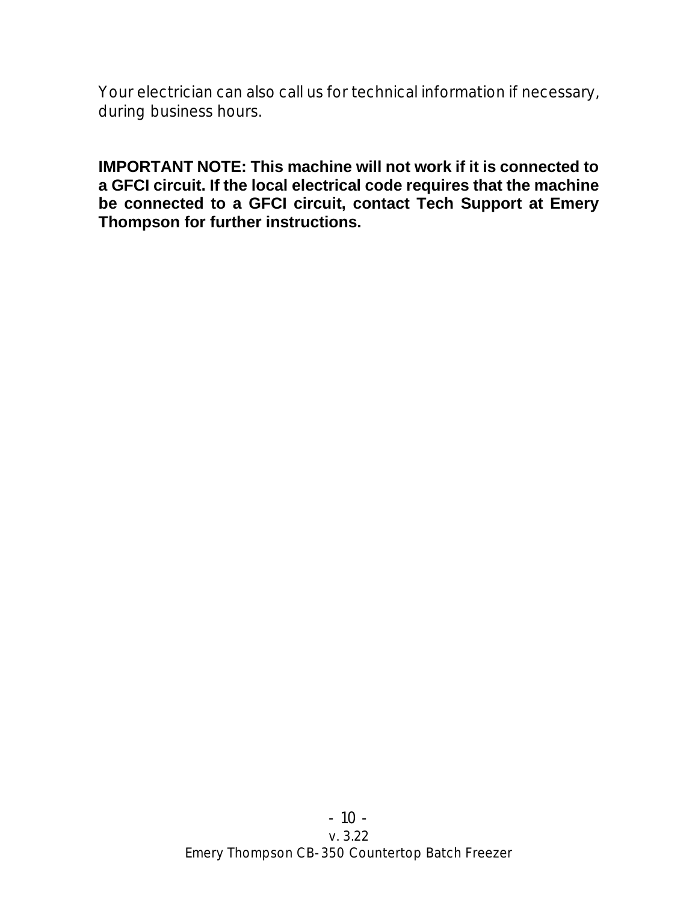Your electrician can also call us for technical information if necessary, during business hours.

**IMPORTANT NOTE: This machine will not work if it is connected to a GFCI circuit. If the local electrical code requires that the machine be connected to a GFCI circuit, contact Tech Support at Emery Thompson for further instructions.**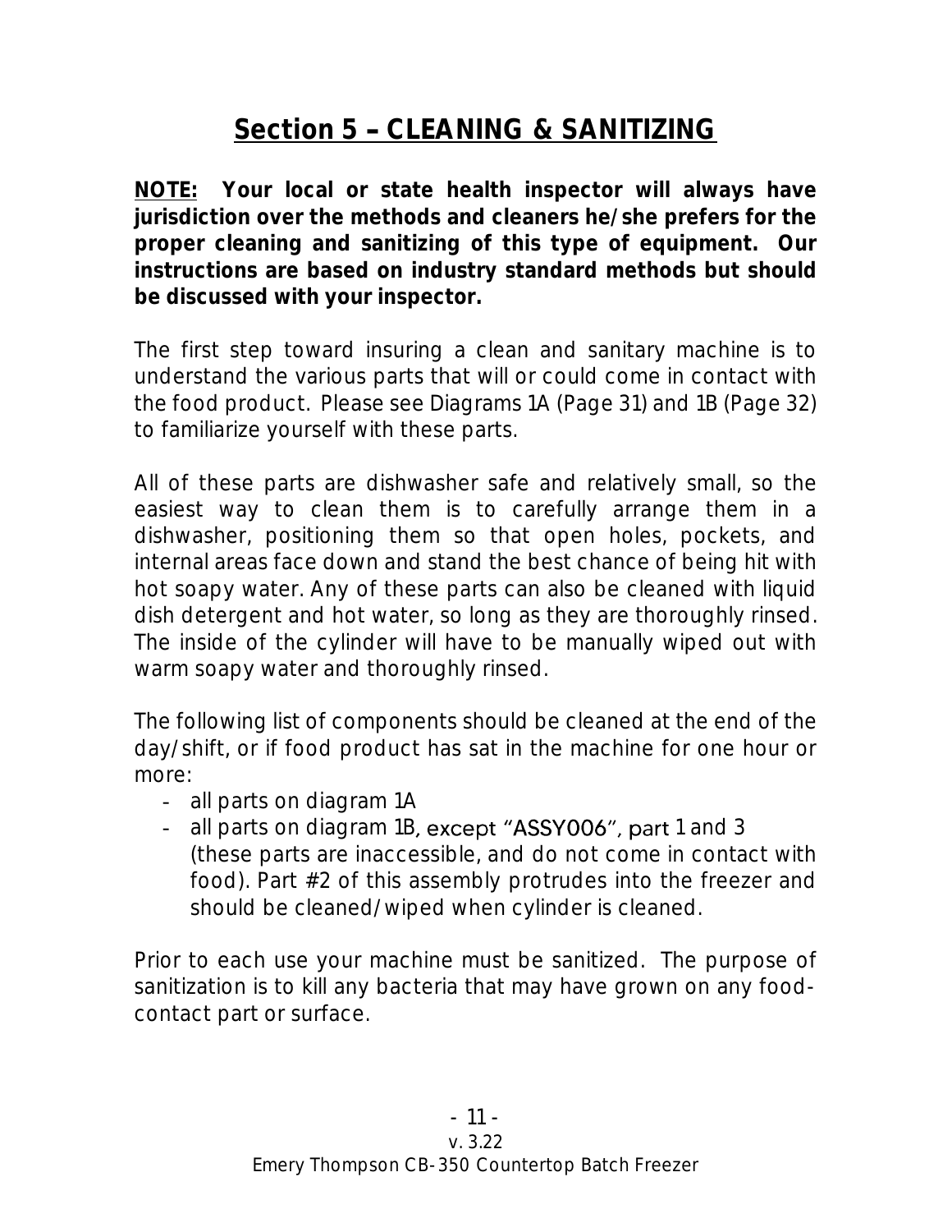# Section 5 – CLEANING & SANITIZING

**<u>NOTE:</u> Your local or state health inspector will always have jurisdiction over the methods and cleaners he/she prefers for the proper cleaning and sanitizing of this type of equipment. Our instructions are based on industry standard methods but should be discussed with your inspector.**

The first step toward insuring a clean and sanitary machine is to understand the various parts that will or could come in contact with the food product. Please see Diagrams 1A (Page 31) and 1B (Page 32) to familiarize yourself with these parts.

All of these parts are dishwasher safe and relatively small, so the easiest way to clean them is to carefully arrange them in a dishwasher, positioning them so that open holes, pockets, and internal areas face down and stand the best chance of being hit with hot soapy water. Any of these parts can also be cleaned with liquid dish detergent and hot water, so long as they are thoroughly rinsed. The inside of the cylinder will have to be manually wiped out with warm soapy water and thoroughly rinsed.

The following list of components should be cleaned at the end of the day/shift, or if food product has sat in the machine for one hour or more:

- all parts on diagram 1A
- all parts on diagram 1B, except "ASSY006", part 1 and 3 (these parts are inaccessible, and do not come in contact with food). Part #2 of this assembly protrudes into the freezer and should be cleaned/wiped when cylinder is cleaned.

Prior to each use your machine must be sanitized. The purpose of sanitization is to kill any bacteria that may have grown on any food-contact part or surface.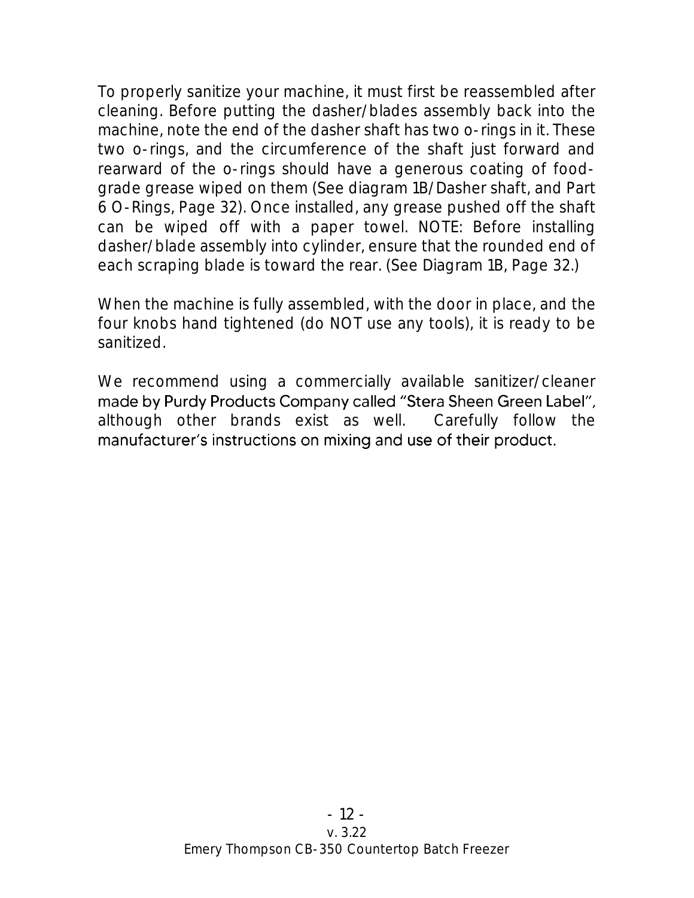To properly sanitize your machine, it must first be reassembled after cleaning. Before putting the dasher/blades assembly back into the machine, note the end of the dasher shaft has two o-rings in it. These two o-rings, and the circumference of the shaft just forward and rearward of the o-rings should have a generous coating of food-grade grease wiped on them (See diagram 1B/Dasher shaft, and Part 6 O-Rings, Page 32). Once installed, any grease pushed off the shaft can be wiped off with a paper towel. NOTE: Before installing dasher/blade assembly into cylinder, ensure that the rounded end of each scraping blade is toward the rear. (See Diagram 1B, Page 32.)

When the machine is fully assembled, with the door in place, and the four knobs hand tightened (do NOT use any tools), it is ready to be sanitized.

We recommend using a commercially available sanitizer/cleaner made by Purdy Products Company called "Stera Sheen Green Label", although other brands exist as well. Carefully follow the manufacturer's instructions on mixing and use of their product.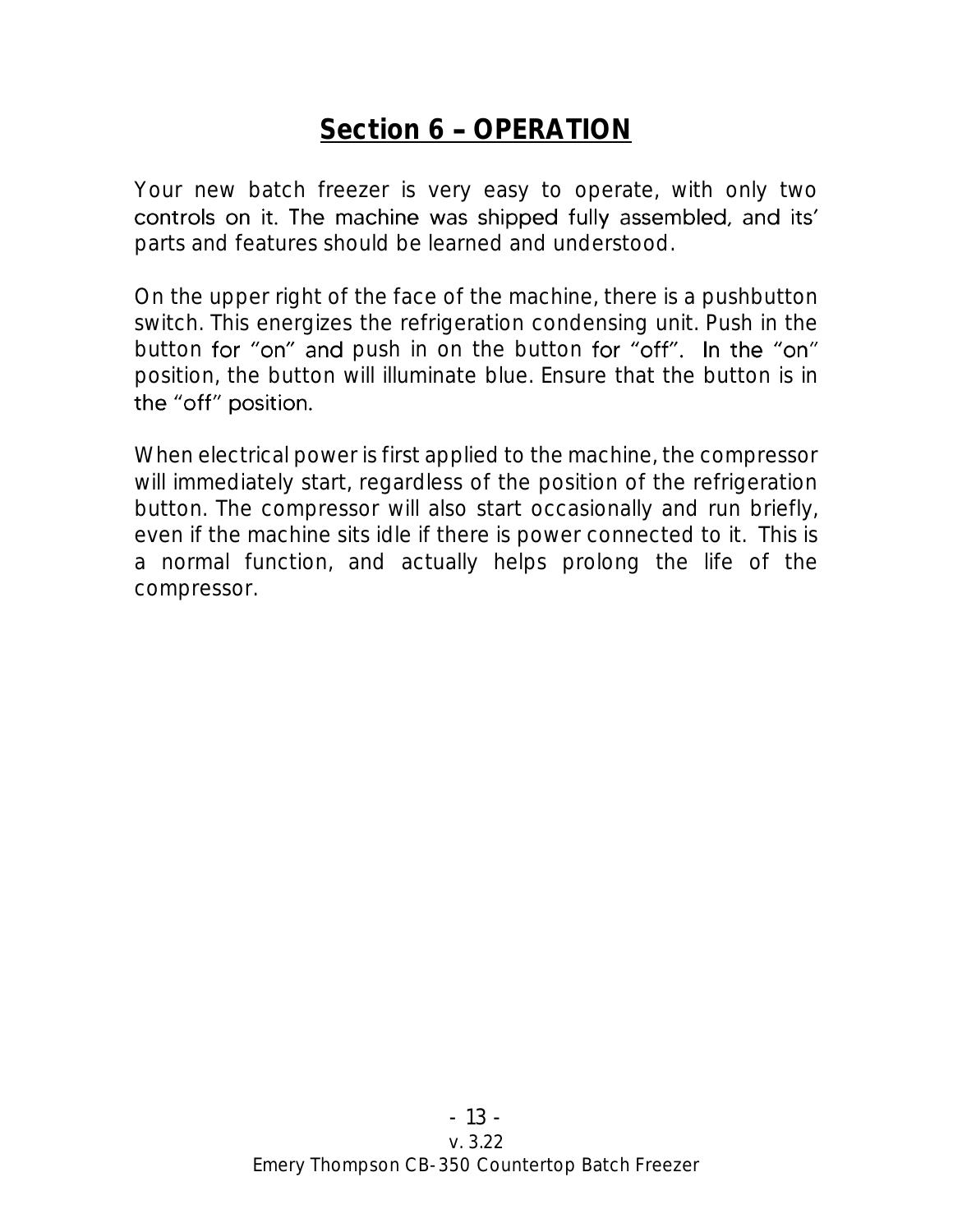# **Section 6 – OPERATION**

Your new batch freezer is very easy to operate, with only two controls on it. The machine was shipped fully assembled, and its' parts and features should be learned and understood.

On the upper right of the face of the machine, there is a pushbutton switch. This energizes the refrigeration condensing unit. Push in the button for "on" and push in on the button for "off". In the "on" position, the button will illuminate blue. Ensure that the button is in the "off" position.

When electrical power is first applied to the machine, the compressor will immediately start, regardless of the position of the refrigeration button. The compressor will also start occasionally and run briefly, even if the machine sits idle if there is power connected to it. This is a normal function, and actually helps prolong the life of the compressor.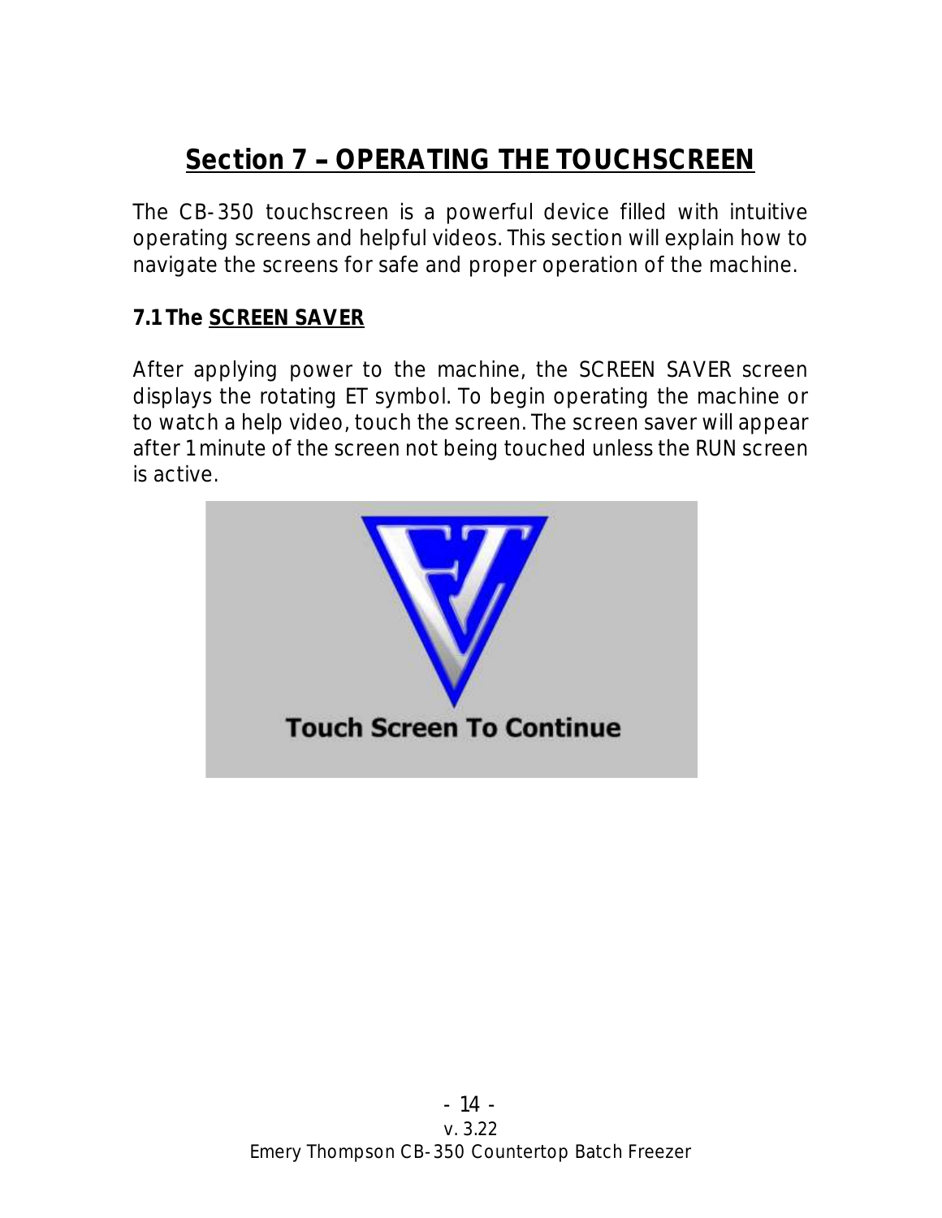# Section 7 – OPERATING THE TOUCHSCREEN

The CB-350 touchscreen is a powerful device filled with intuitive operating screens and helpful videos. This section will explain how to navigate the screens for safe and proper operation of the machine.

### 7.1 The SCREEN SAVER

After applying power to the machine, the SCREEN SAVER screen displays the rotating ET symbol. To begin operating the machine or to watch a help video, touch the screen. The screen saver will appear after 1 minute of the screen not being touched unless the RUN screen is active.

Touch Screen To Continue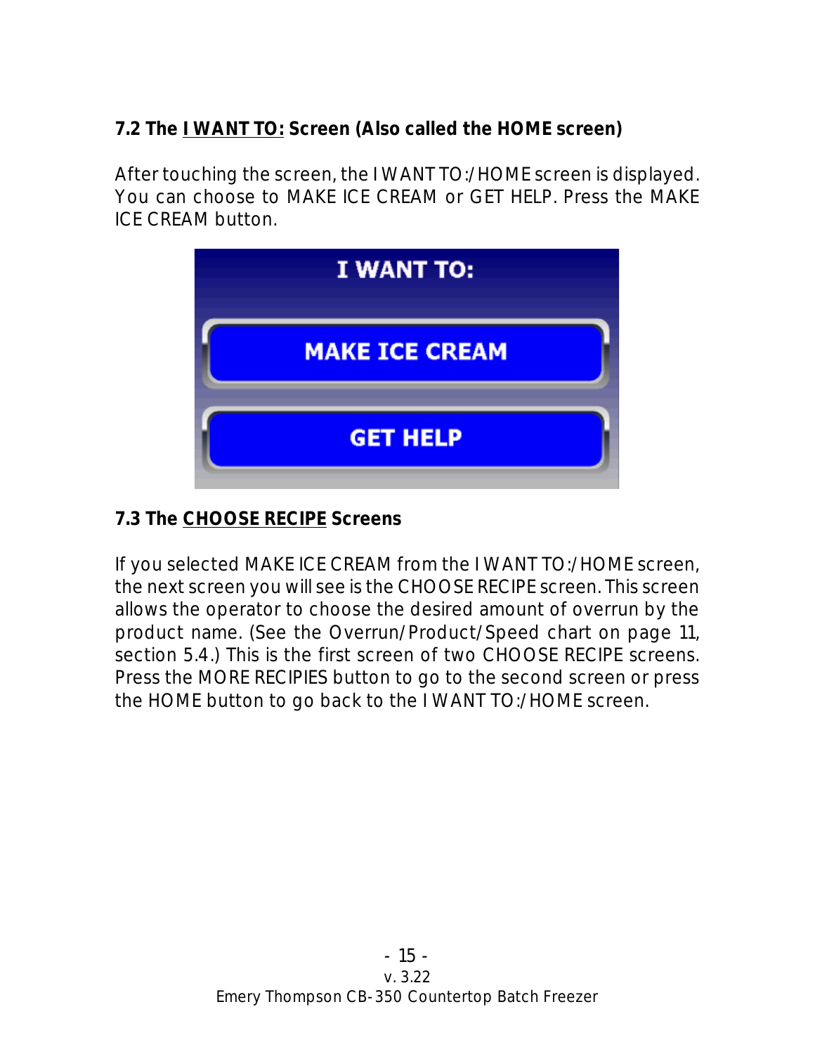### 7.2 The I WANT TO: Screen (Also called the HOME screen)

After touching the screen, the I WANT TO:/HOME screen is displayed. You can choose to MAKE ICE CREAM or GET HELP. Press the MAKE ICE CREAM button.

I WANT TO:

MAKE ICE CREAM

GET HELP

### 7.3 The CHOOSE RECIPE Screens

If you selected MAKE ICE CREAM from the I WANT TO:/HOME screen, the next screen you will see is the CHOOSE RECIPE screen. This screen allows the operator to choose the desired amount of overrun by the product name. (See the Overrun/Product/Speed chart on page 11, section 5.4.) This is the first screen of two CHOOSE RECIPE screens. Press the MORE RECIPIES button to go to the second screen or press the HOME button to go back to the I WANT TO:/HOME screen.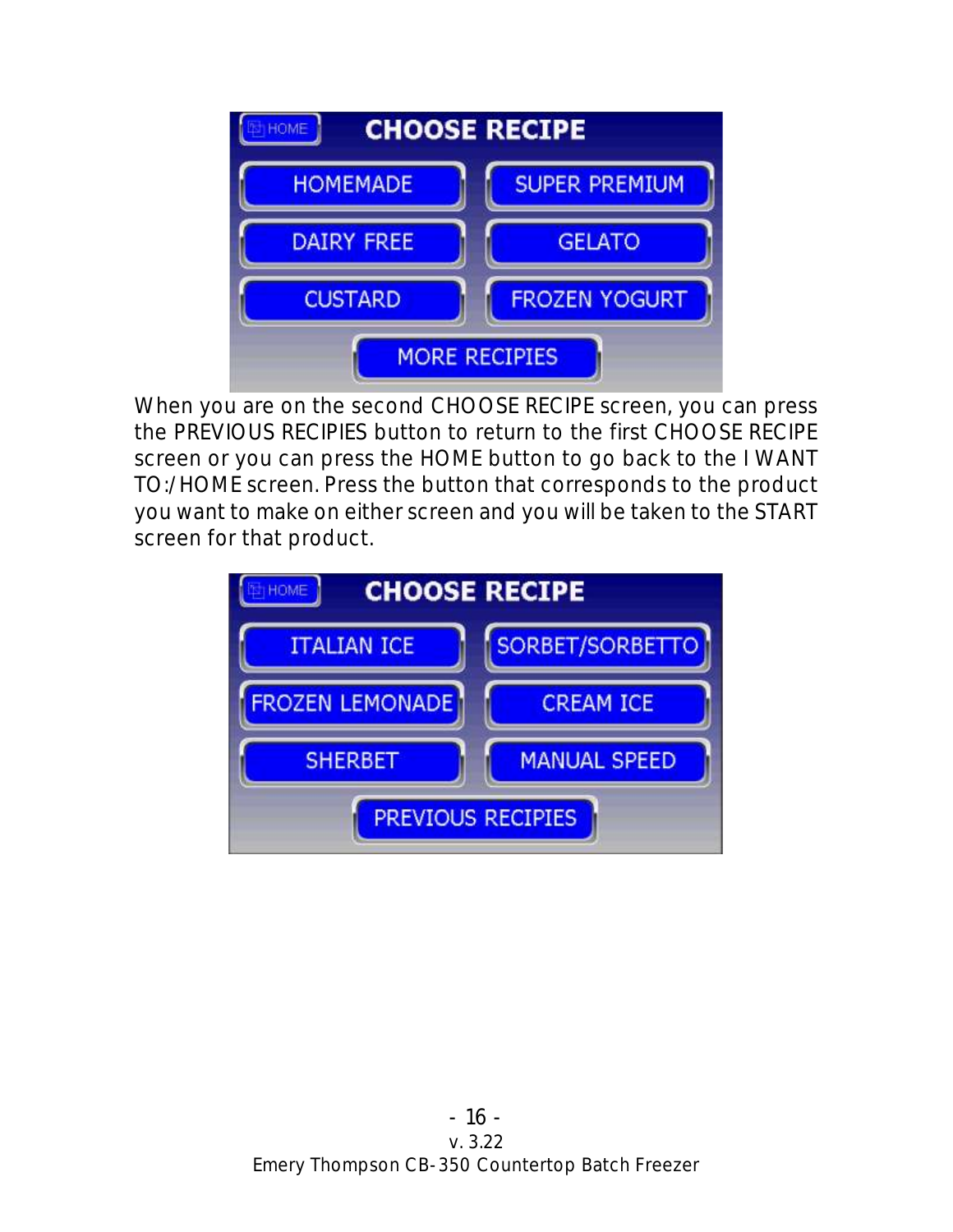When you are on the second CHOOSE RECIPE screen, you can press the PREVIOUS RECIPIES button to return to the first CHOOSE RECIPE screen or you can press the HOME button to go back to the I WANT TO:/HOME screen. Press the button that corresponds to the product you want to make on either screen and you will be taken to the START screen for that product.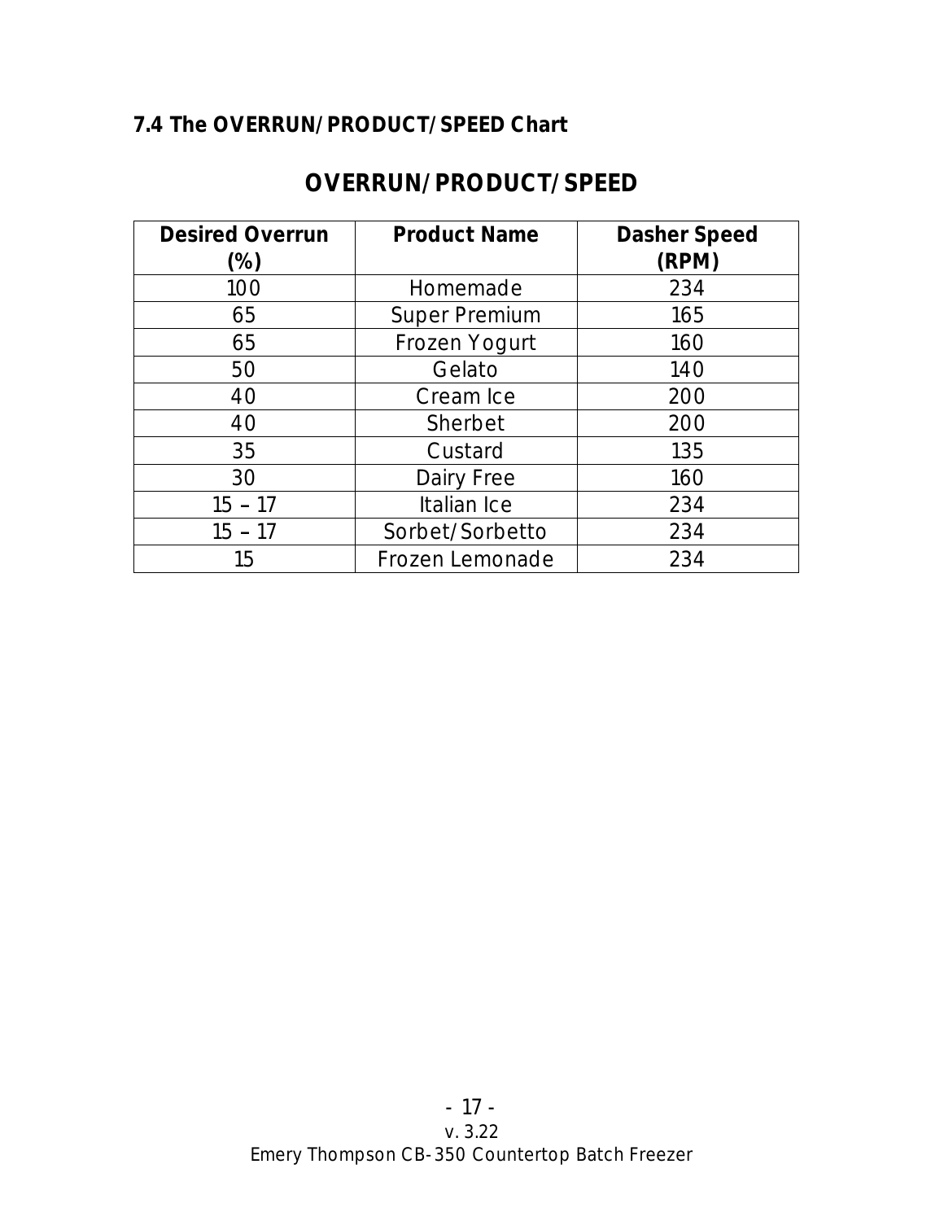### 7.4 The OVERRUN/PRODUCT/SPEED Chart

## OVERRUN/PRODUCT/SPEED

| Desired Overrun (%) | Product Name | Dasher Speed (RPM) |
|---|---|---|
| 100 | Homemade | 234 |
| 65 | Super Premium | 165 |
| 65 | Frozen Yogurt | 160 |
| 50 | Gelato | 140 |
| 40 | Cream Ice | 200 |
| 40 | Sherbet | 200 |
| 35 | Custard | 135 |
| 30 | Dairy Free | 160 |
| 15 – 17 | Italian Ice | 234 |
| 15 – 17 | Sorbet/Sorbetto | 234 |
| 15 | Frozen Lemonade | 234 |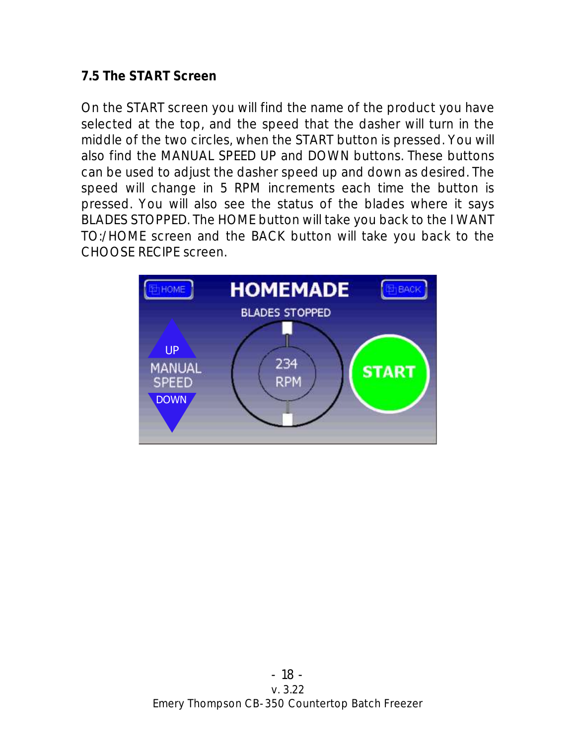### 7.5 The START Screen

On the START screen you will find the name of the product you have selected at the top, and the speed that the dasher will turn in the middle of the two circles, when the START button is pressed. You will also find the MANUAL SPEED UP and DOWN buttons. These buttons can be used to adjust the dasher speed up and down as desired. The speed will change in 5 RPM increments each time the button is pressed. You will also see the status of the blades where it says BLADES STOPPED. The HOME button will take you back to the I WANT TO:/HOME screen and the BACK button will take you back to the CHOOSE RECIPE screen.

HOME

HOMEMADE

BACK

BLADES STOPPED

UP

MANUAL SPEED

DOWN

234 RPM

START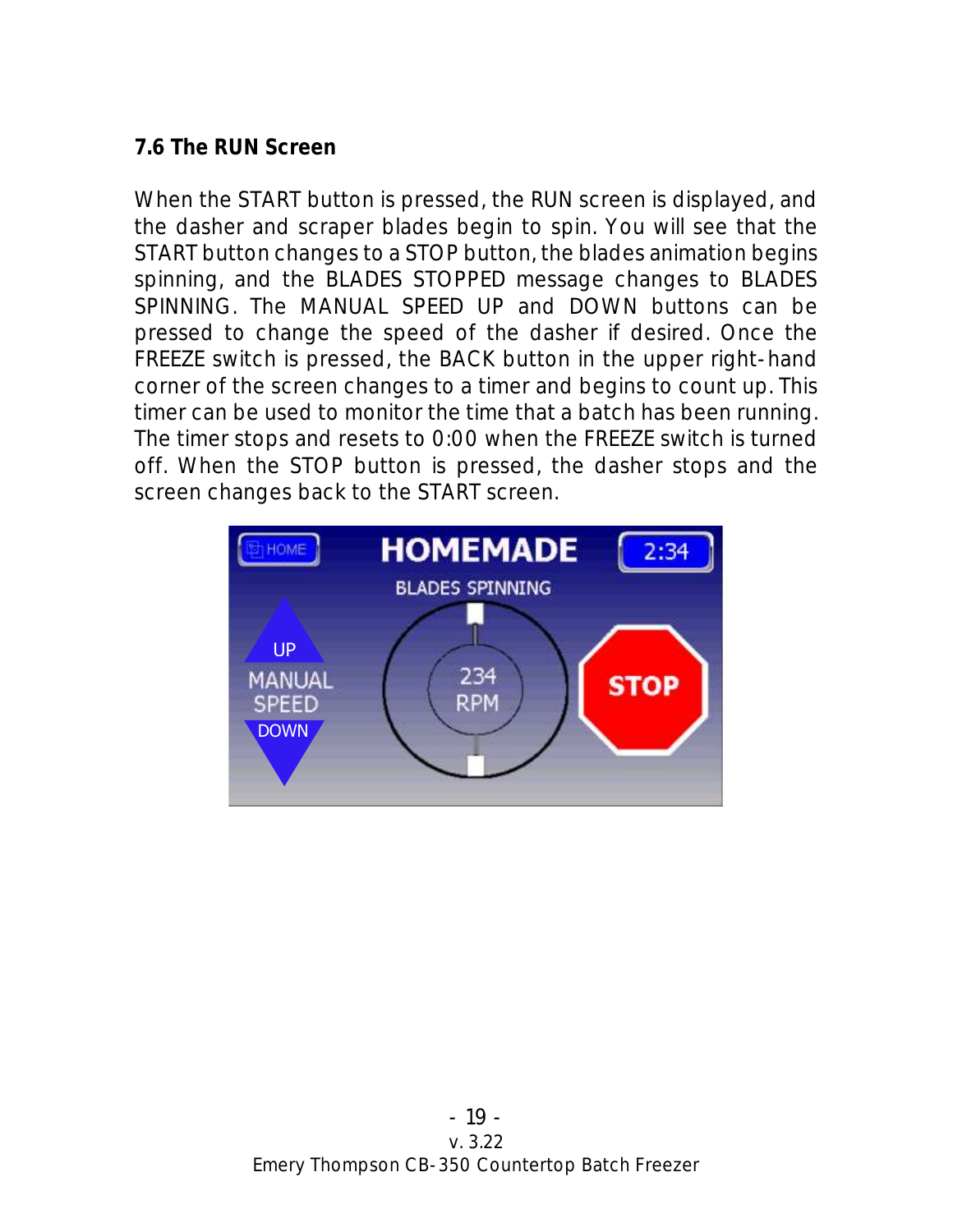### 7.6 The RUN Screen

When the START button is pressed, the RUN screen is displayed, and the dasher and scraper blades begin to spin. You will see that the START button changes to a STOP button, the blades animation begins spinning, and the BLADES STOPPED message changes to BLADES SPINNING. The MANUAL SPEED UP and DOWN buttons can be pressed to change the speed of the dasher if desired. Once the FREEZE switch is pressed, the BACK button in the upper right-hand corner of the screen changes to a timer and begins to count up. This timer can be used to monitor the time that a batch has been running. The timer stops and resets to 0:00 when the FREEZE switch is turned off. When the STOP button is pressed, the dasher stops and the screen changes back to the START screen.

HOME
HOMEMADE
2:34
BLADES SPINNING
UP
MANUAL
SPEED
DOWN
234
RPM
STOP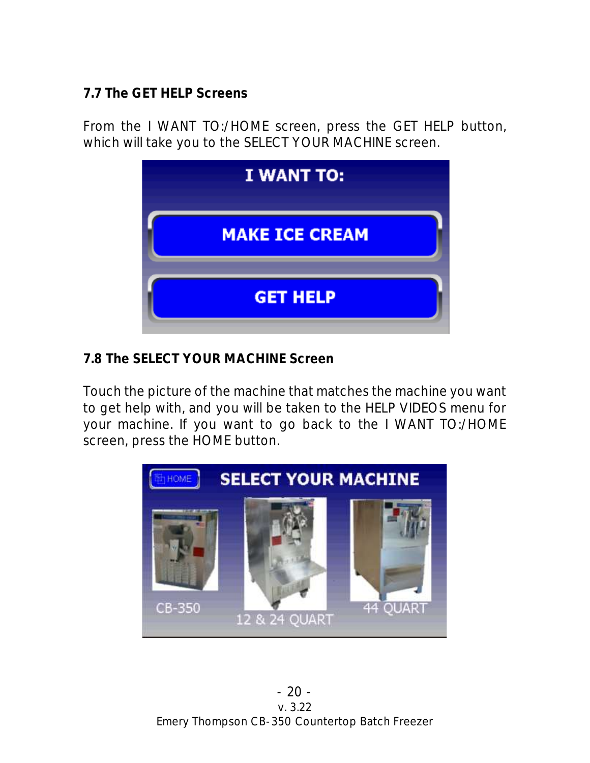### 7.7 The GET HELP Screens

From the I WANT TO:/HOME screen, press the GET HELP button, which will take you to the SELECT YOUR MACHINE screen.

I WANT TO:

MAKE ICE CREAM

GET HELP

### 7.8 The SELECT YOUR MACHINE Screen

Touch the picture of the machine that matches the machine you want to get help with, and you will be taken to the HELP VIDEOS menu for your machine. If you want to go back to the I WANT TO:/HOME screen, press the HOME button.

HOME

SELECT YOUR MACHINE

CB-350

12 & 24 QUART

44 QUART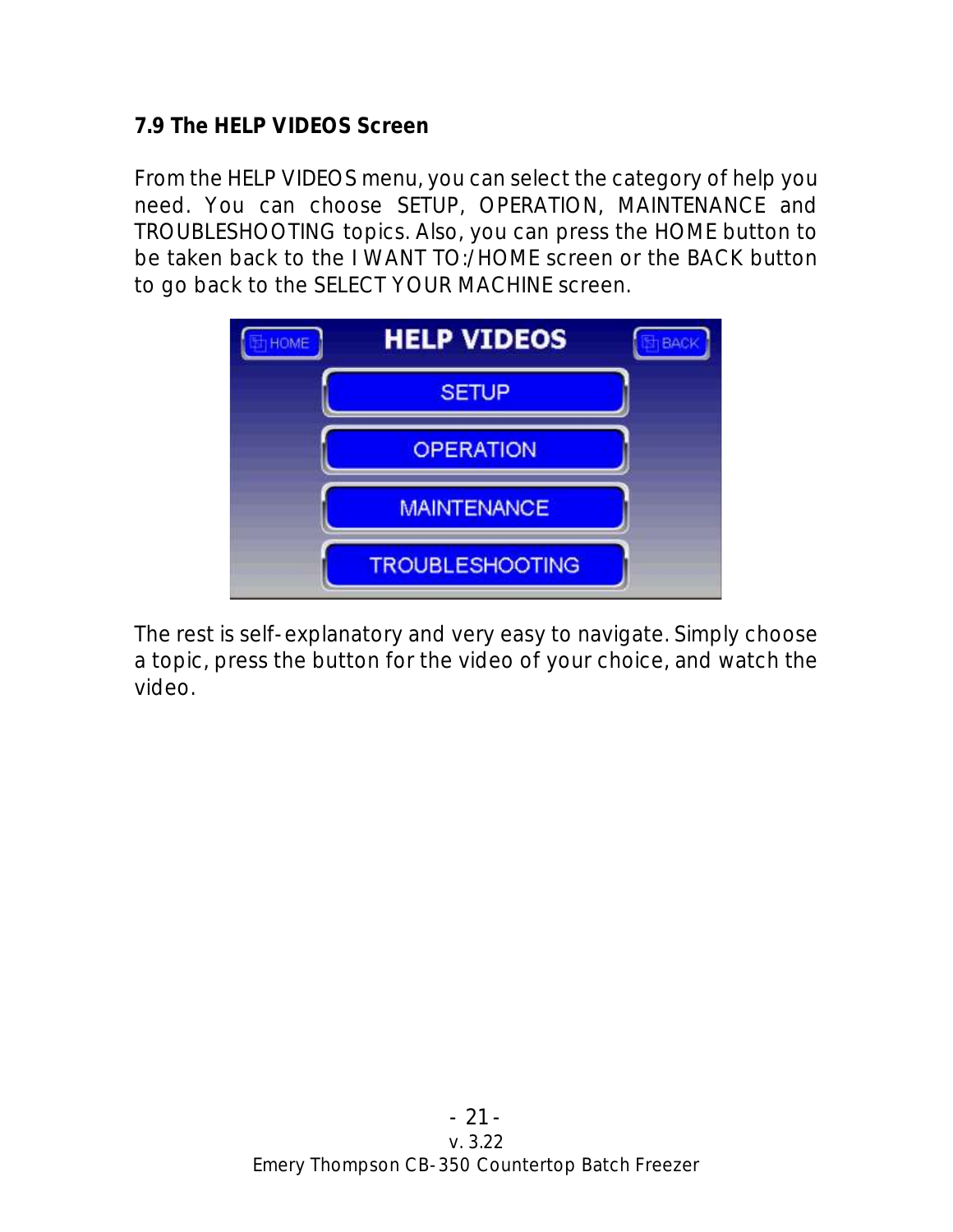### 7.9 The HELP VIDEOS Screen

From the HELP VIDEOS menu, you can select the category of help you need. You can choose SETUP, OPERATION, MAINTENANCE and TROUBLESHOOTING topics. Also, you can press the HOME button to be taken back to the I WANT TO:/HOME screen or the BACK button to go back to the SELECT YOUR MACHINE screen.

The rest is self-explanatory and very easy to navigate. Simply choose a topic, press the button for the video of your choice, and watch the video.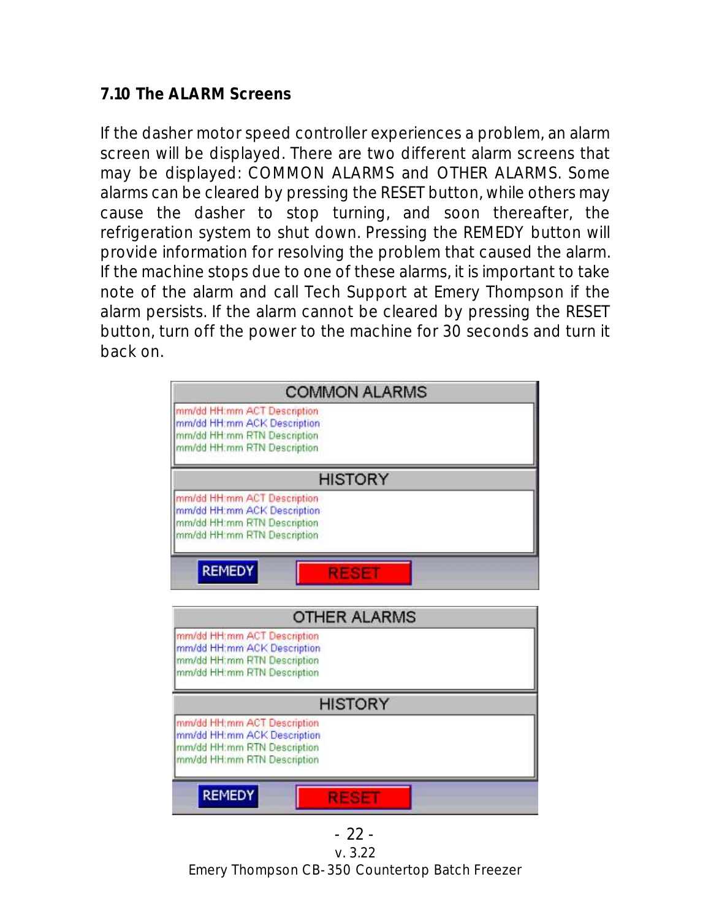### 7.10 The ALARM Screens

If the dasher motor speed controller experiences a problem, an alarm screen will be displayed. There are two different alarm screens that may be displayed: COMMON ALARMS and OTHER ALARMS. Some alarms can be cleared by pressing the RESET button, while others may cause the dasher to stop turning, and soon thereafter, the refrigeration system to shut down. Pressing the REMEDY button will provide information for resolving the problem that caused the alarm. If the machine stops due to one of these alarms, it is important to take note of the alarm and call Tech Support at Emery Thompson if the alarm persists. If the alarm cannot be cleared by pressing the RESET button, turn off the power to the machine for 30 seconds and turn it back on.

COMMON ALARMS

mm/dd HH:mm ACT Description
mm/dd HH:mm ACK Description
mm/dd HH:mm RTN Description
mm/dd HH:mm RTN Description

HISTORY

mm/dd HH:mm ACT Description
mm/dd HH:mm ACK Description
mm/dd HH:mm RTN Description
mm/dd HH:mm RTN Description

REMEDY RESET

OTHER ALARMS

mm/dd HH:mm ACT Description
mm/dd HH:mm ACK Description
mm/dd HH:mm RTN Description
mm/dd HH:mm RTN Description

HISTORY

mm/dd HH:mm ACT Description
mm/dd HH:mm ACK Description
mm/dd HH:mm RTN Description
mm/dd HH:mm RTN Description

REMEDY RESET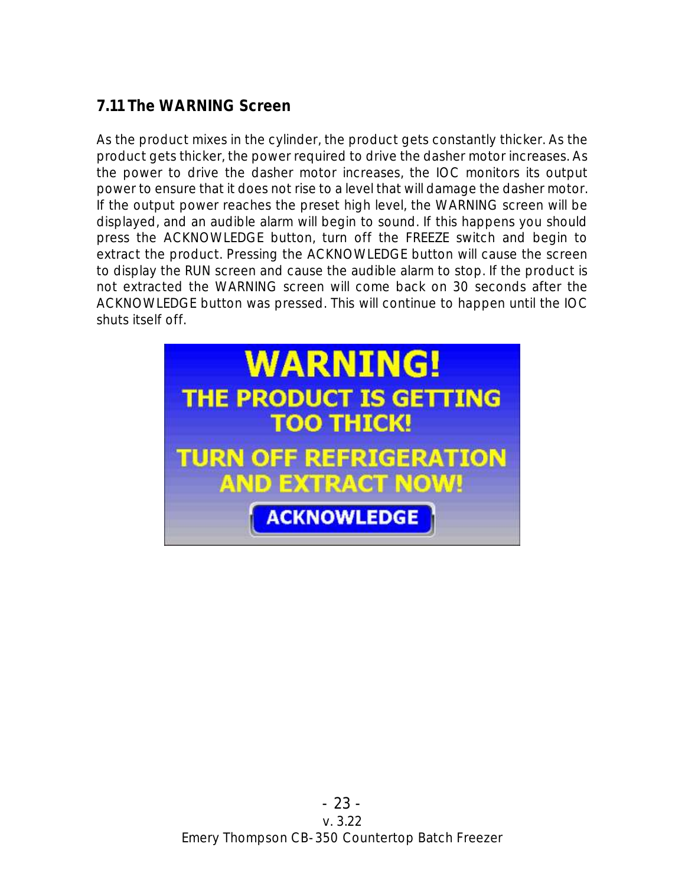### 7.11 The WARNING Screen

As the product mixes in the cylinder, the product gets constantly thicker. As the product gets thicker, the power required to drive the dasher motor increases. As the power to drive the dasher motor increases, the IOC monitors its output power to ensure that it does not rise to a level that will damage the dasher motor. If the output power reaches the preset high level, the WARNING screen will be displayed, and an audible alarm will begin to sound. If this happens you should press the ACKNOWLEDGE button, turn off the FREEZE switch and begin to extract the product. Pressing the ACKNOWLEDGE button will cause the screen to display the RUN screen and cause the audible alarm to stop. If the product is not extracted the WARNING screen will come back on 30 seconds after the ACKNOWLEDGE button was pressed. This will continue to happen until the IOC shuts itself off.

WARNING!
THE PRODUCT IS GETTING TOO THICK!
TURN OFF REFRIGERATION AND EXTRACT NOW!
ACKNOWLEDGE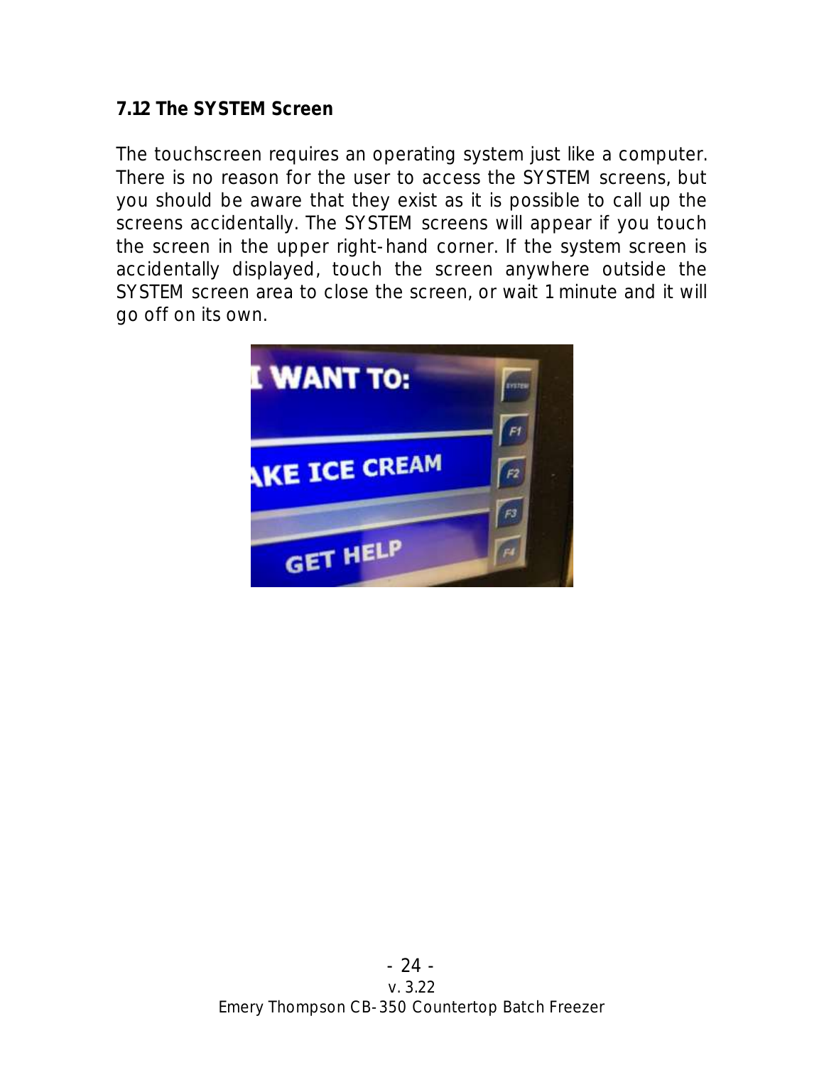### 7.12 The SYSTEM Screen

The touchscreen requires an operating system just like a computer. There is no reason for the user to access the SYSTEM screens, but you should be aware that they exist as it is possible to call up the screens accidentally. The SYSTEM screens will appear if you touch the screen in the upper right-hand corner. If the system screen is accidentally displayed, touch the screen anywhere outside the SYSTEM screen area to close the screen, or wait 1 minute and it will go off on its own.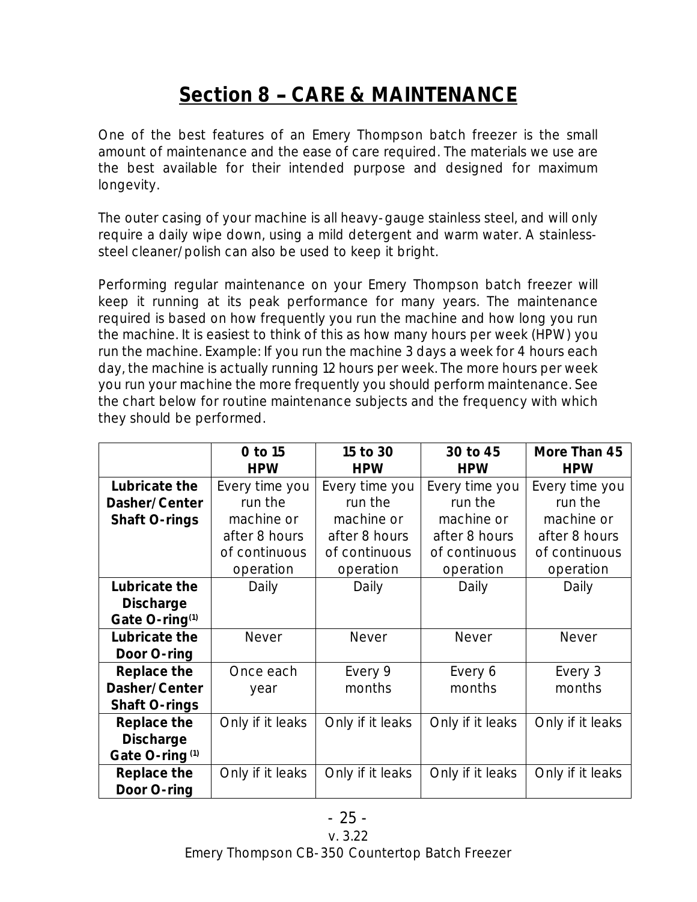# Section 8 – CARE & MAINTENANCE

One of the best features of an Emery Thompson batch freezer is the small amount of maintenance and the ease of care required. The materials we use are the best available for their intended purpose and designed for maximum longevity.

The outer casing of your machine is all heavy-gauge stainless steel, and will only require a daily wipe down, using a mild detergent and warm water. A stainless-steel cleaner/polish can also be used to keep it bright.

Performing regular maintenance on your Emery Thompson batch freezer will keep it running at its peak performance for many years. The maintenance required is based on how frequently you run the machine and how long you run the machine. It is easiest to think of this as how many hours per week (HPW) you run the machine. Example: If you run the machine 3 days a week for 4 hours each day, the machine is actually running 12 hours per week. The more hours per week you run your machine the more frequently you should perform maintenance. See the chart below for routine maintenance subjects and the frequency with which they should be performed.

| | 0 to 15 HPW | 15 to 30 HPW | 30 to 45 HPW | More Than 45 HPW |
|---|---|---|---|---|
| **Lubricate the Dasher/Center Shaft O-rings** | Every time you run the machine or after 8 hours of continuous operation | Every time you run the machine or after 8 hours of continuous operation | Every time you run the machine or after 8 hours of continuous operation | Every time you run the machine or after 8 hours of continuous operation |
| **Lubricate the Discharge Gate O-ring[(1)]** | Daily | Daily | Daily | Daily |
| **Lubricate the Door O-ring** | Never | Never | Never | Never |
| **Replace the Dasher/Center Shaft O-rings** | Once each year | Every 9 months | Every 6 months | Every 3 months |
| **Replace the Discharge Gate O-ring [(1)]** | Only if it leaks | Only if it leaks | Only if it leaks | Only if it leaks |
| **Replace the Door O-ring** | Only if it leaks | Only if it leaks | Only if it leaks | Only if it leaks |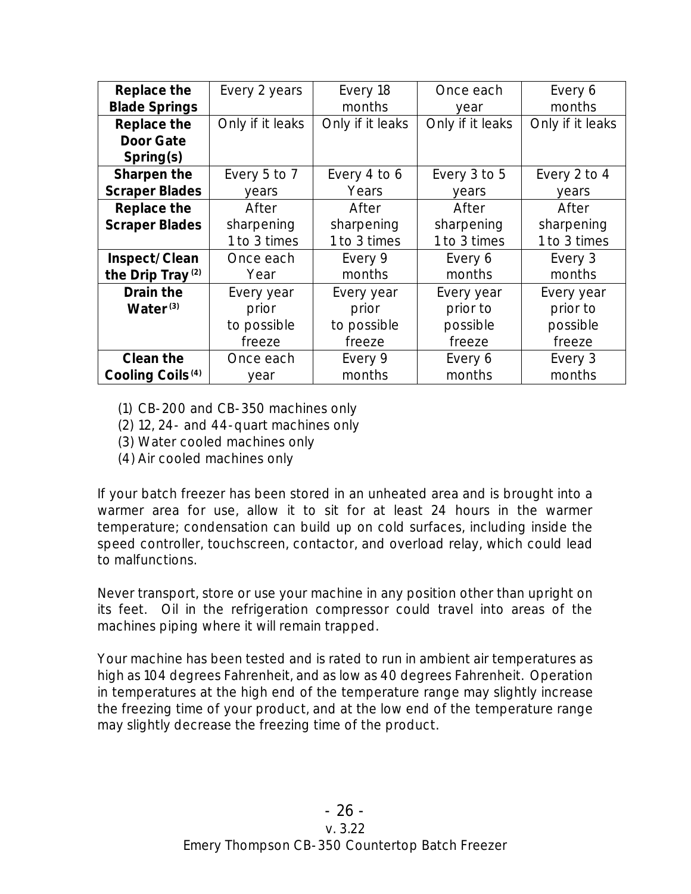| | | | | |
|---|---|---|---|---|
| **Replace the Blade Springs** | Every 2 years | Every 18 months | Once each year | Every 6 months |
| **Replace the Door Gate Spring(s)** | Only if it leaks | Only if it leaks | Only if it leaks | Only if it leaks |
| **Sharpen the Scraper Blades** | Every 5 to 7 years | Every 4 to 6 Years | Every 3 to 5 years | Every 2 to 4 years |
| **Replace the Scraper Blades** | After sharpening 1 to 3 times | After sharpening 1 to 3 times | After sharpening 1 to 3 times | After sharpening 1 to 3 times |
| **Inspect/Clean the Drip Tray (2)** | Once each Year | Every 9 months | Every 6 months | Every 3 months |
| **Drain the Water (3)** | Every year prior to possible freeze | Every year prior to possible freeze | Every year prior to possible freeze | Every year prior to possible freeze |
| **Clean the Cooling Coils (4)** | Once each year | Every 9 months | Every 6 months | Every 3 months |

(1) CB-200 and CB-350 machines only
(2) 12, 24- and 44-quart machines only
(3) Water cooled machines only
(4) Air cooled machines only

If your batch freezer has been stored in an unheated area and is brought into a warmer area for use, allow it to sit for at least 24 hours in the warmer temperature; condensation can build up on cold surfaces, including inside the speed controller, touchscreen, contactor, and overload relay, which could lead to malfunctions.

Never transport, store or use your machine in any position other than upright on its feet. Oil in the refrigeration compressor could travel into areas of the machines piping where it will remain trapped.

Your machine has been tested and is rated to run in ambient air temperatures as high as 104 degrees Fahrenheit, and as low as 40 degrees Fahrenheit. Operation in temperatures at the high end of the temperature range may slightly increase the freezing time of your product, and at the low end of the temperature range may slightly decrease the freezing time of the product.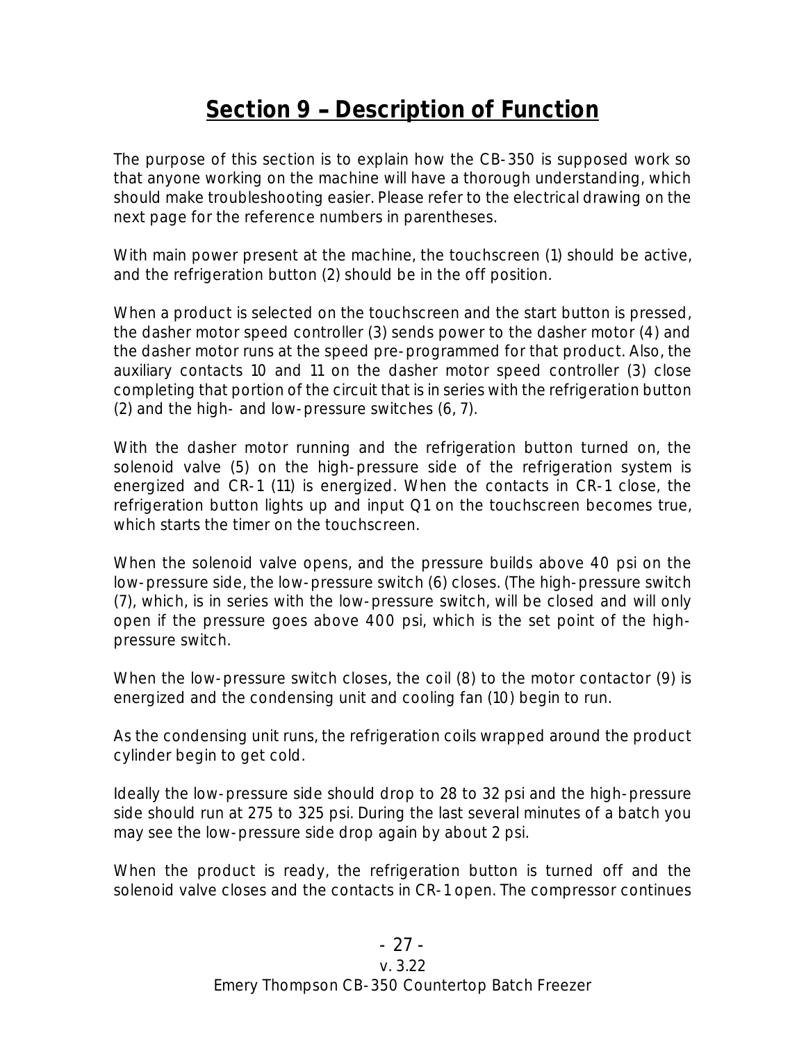# Section 9 – Description of Function

The purpose of this section is to explain how the CB-350 is supposed work so that anyone working on the machine will have a thorough understanding, which should make troubleshooting easier. Please refer to the electrical drawing on the next page for the reference numbers in parentheses.

With main power present at the machine, the touchscreen (1) should be active, and the refrigeration button (2) should be in the off position.

When a product is selected on the touchscreen and the start button is pressed, the dasher motor speed controller (3) sends power to the dasher motor (4) and the dasher motor runs at the speed pre-programmed for that product. Also, the auxiliary contacts 10 and 11 on the dasher motor speed controller (3) close completing that portion of the circuit that is in series with the refrigeration button (2) and the high- and low-pressure switches (6, 7).

With the dasher motor running and the refrigeration button turned on, the solenoid valve (5) on the high-pressure side of the refrigeration system is energized and CR-1 (11) is energized. When the contacts in CR-1 close, the refrigeration button lights up and input Q1 on the touchscreen becomes true, which starts the timer on the touchscreen.

When the solenoid valve opens, and the pressure builds above 40 psi on the low-pressure side, the low-pressure switch (6) closes. (The high-pressure switch (7), which, is in series with the low-pressure switch, will be closed and will only open if the pressure goes above 400 psi, which is the set point of the high-pressure switch.

When the low-pressure switch closes, the coil (8) to the motor contactor (9) is energized and the condensing unit and cooling fan (10) begin to run.

As the condensing unit runs, the refrigeration coils wrapped around the product cylinder begin to get cold.

Ideally the low-pressure side should drop to 28 to 32 psi and the high-pressure side should run at 275 to 325 psi. During the last several minutes of a batch you may see the low-pressure side drop again by about 2 psi.

When the product is ready, the refrigeration button is turned off and the solenoid valve closes and the contacts in CR-1 open. The compressor continues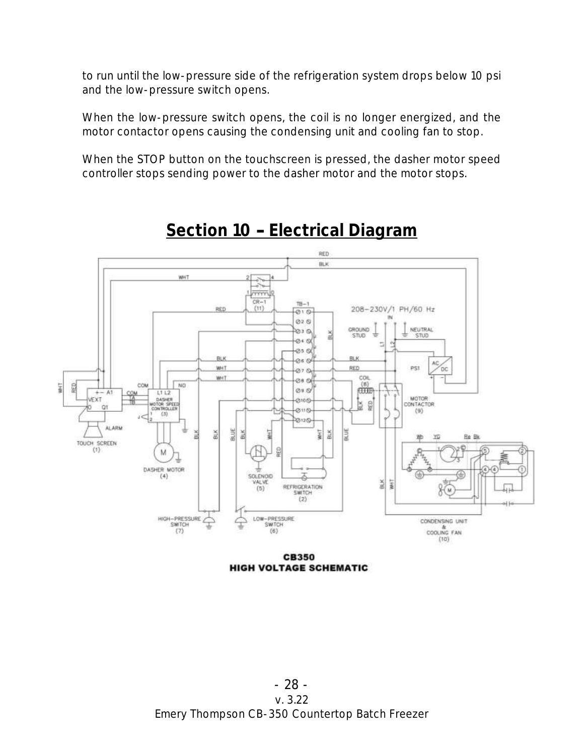to run until the low-pressure side of the refrigeration system drops below 10 psi and the low-pressure switch opens.

When the low-pressure switch opens, the coil is no longer energized, and the motor contactor opens causing the condensing unit and cooling fan to stop.

When the STOP button on the touchscreen is pressed, the dasher motor speed controller stops sending power to the dasher motor and the motor stops.

# Section 10 – Electrical Diagram

**CB350**
**HIGH VOLTAGE SCHEMATIC**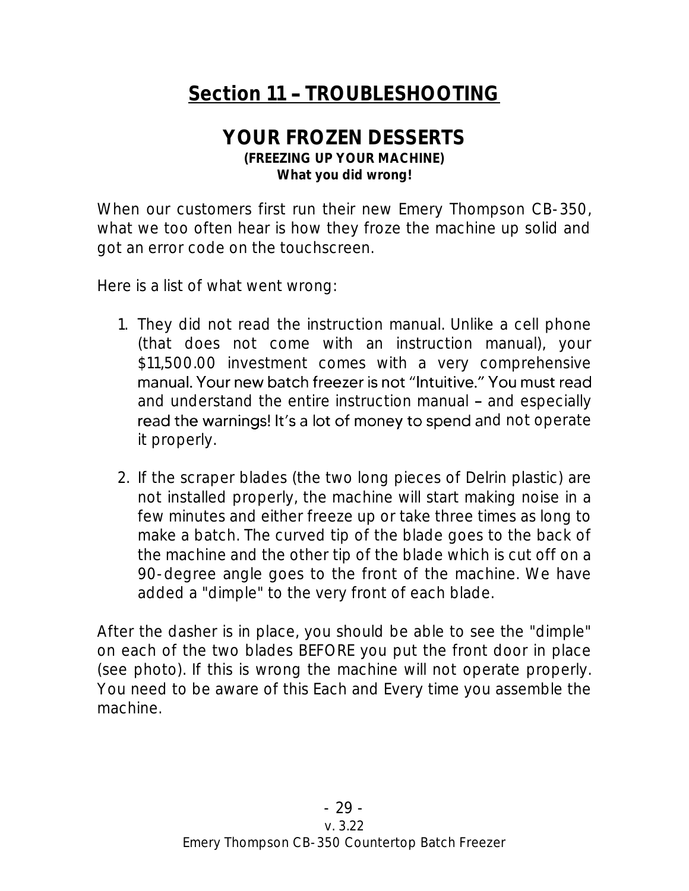# Section 11 – TROUBLESHOOTING

## YOUR FROZEN DESSERTS

**(FREEZING UP YOUR MACHINE)**

**What you did wrong!**

When our customers first run their new Emery Thompson CB-350, what we too often hear is how they froze the machine up solid and got an error code on the touchscreen.

Here is a list of what went wrong:

1. They did not read the instruction manual. Unlike a cell phone (that does not come with an instruction manual), your $11,500.00 investment comes with a very comprehensive manual. Your new batch freezer is not "Intuitive." You must read and understand the entire instruction manual – and especially read the warnings! It's a lot of money to spend and not operate it properly.

2. If the scraper blades (the two long pieces of Delrin plastic) are not installed properly, the machine will start making noise in a few minutes and either freeze up or take three times as long to make a batch. The curved tip of the blade goes to the back of the machine and the other tip of the blade which is cut off on a 90-degree angle goes to the front of the machine. We have added a "dimple" to the very front of each blade.

After the dasher is in place, you should be able to see the "dimple" on each of the two blades BEFORE you put the front door in place (see photo). If this is wrong the machine will not operate properly. You need to be aware of this Each and Every time you assemble the machine.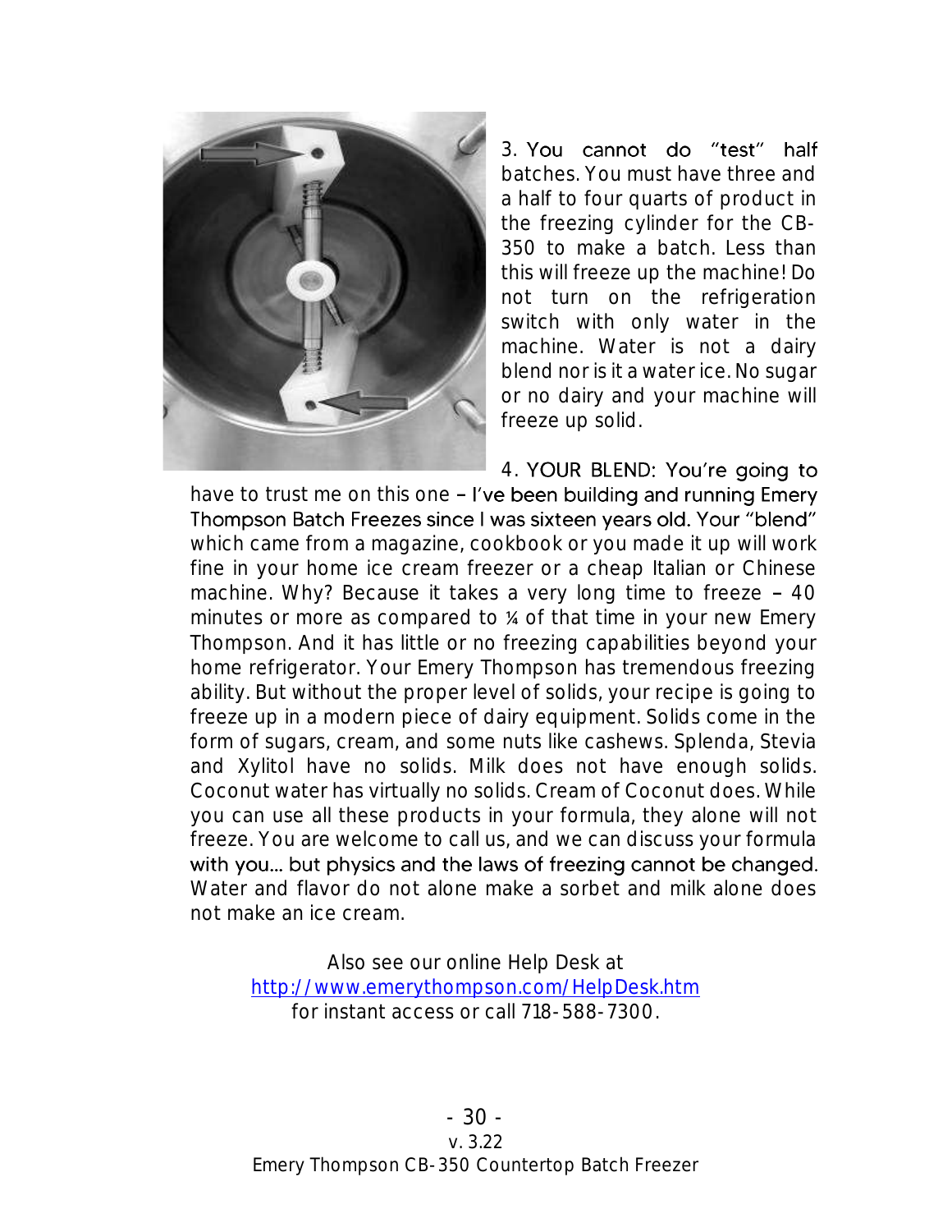3. You cannot do "test" half batches. You must have three and a half to four quarts of product in the freezing cylinder for the CB-350 to make a batch. Less than this will freeze up the machine! Do not turn on the refrigeration switch with only water in the machine. Water is not a dairy blend nor is it a water ice. No sugar or no dairy and your machine will freeze up solid.

4. YOUR BLEND: You're going to have to trust me on this one – I've been building and running Emery Thompson Batch Freezes since I was sixteen years old. Your "blend" which came from a magazine, cookbook or you made it up will work fine in your home ice cream freezer or a cheap Italian or Chinese machine. Why? Because it takes a very long time to freeze – 40 minutes or more as compared to ¼ of that time in your new Emery Thompson. And it has little or no freezing capabilities beyond your home refrigerator. Your Emery Thompson has tremendous freezing ability. But without the proper level of solids, your recipe is going to freeze up in a modern piece of dairy equipment. Solids come in the form of sugars, cream, and some nuts like cashews. Splenda, Stevia and Xylitol have no solids. Milk does not have enough solids. Coconut water has virtually no solids. Cream of Coconut does. While you can use all these products in your formula, they alone will not freeze. You are welcome to call us, and we can discuss your formula with you... but physics and the laws of freezing cannot be changed. Water and flavor do not alone make a sorbet and milk alone does not make an ice cream.

Also see our online Help Desk at
http://www.emerythompson.com/HelpDesk.htm
for instant access or call 718-588-7300.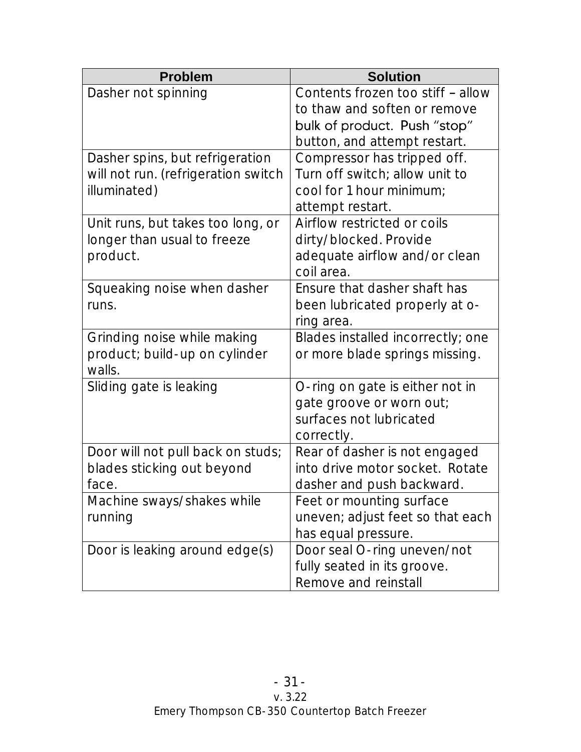| Problem | Solution |
| --- | --- |
| Dasher not spinning | Contents frozen too stiff – allow to thaw and soften or remove bulk of product. Push "stop" button, and attempt restart. |
| Dasher spins, but refrigeration will not run. (refrigeration switch illuminated) | Compressor has tripped off. Turn off switch; allow unit to cool for 1 hour minimum; attempt restart. |
| Unit runs, but takes too long, or longer than usual to freeze product. | Airflow restricted or coils dirty/blocked. Provide adequate airflow and/or clean coil area. |
| Squeaking noise when dasher runs. | Ensure that dasher shaft has been lubricated properly at o-ring area. |
| Grinding noise while making product; build-up on cylinder walls. | Blades installed incorrectly; one or more blade springs missing. |
| Sliding gate is leaking | O-ring on gate is either not in gate groove or worn out; surfaces not lubricated correctly. |
| Door will not pull back on studs; blades sticking out beyond face. | Rear of dasher is not engaged into drive motor socket. Rotate dasher and push backward. |
| Machine sways/shakes while running | Feet or mounting surface uneven; adjust feet so that each has equal pressure. |
| Door is leaking around edge(s) | Door seal O-ring uneven/not fully seated in its groove. Remove and reinstall |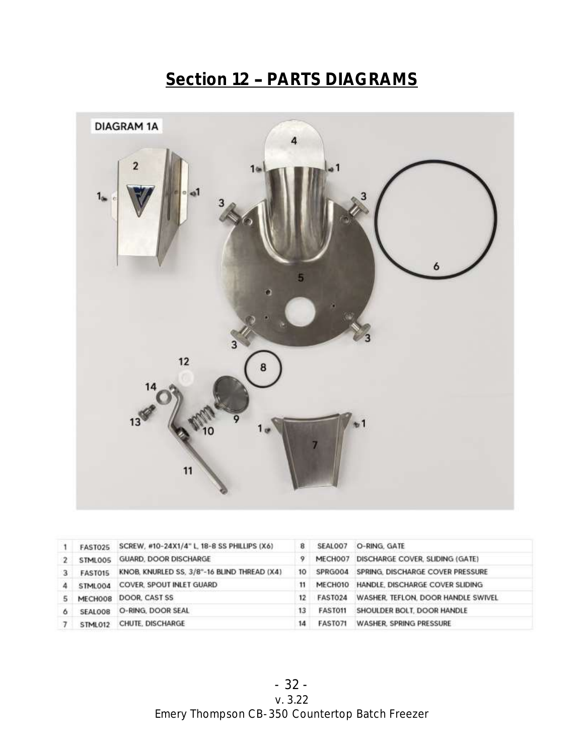# Section 12 – PARTS DIAGRAMS

DIAGRAM 1A

| | | | | | |
|---|---|---|---|---|---|
| 1 | FAST025 | SCREW, #10-24X1/4" L, 18-8 SS PHILLIPS (X6) | 8 | SEAL007 | O-RING, GATE |
| 2 | STML005 | GUARD, DOOR DISCHARGE | 9 | MECH007 | DISCHARGE COVER, SLIDING (GATE) |
| 3 | FAST015 | KNOB, KNURLED SS, 3/8"-16 BLIND THREAD (X4) | 10 | SPRG004 | SPRING, DISCHARGE COVER PRESSURE |
| 4 | STML004 | COVER, SPOUT INLET GUARD | 11 | MECH010 | HANDLE, DISCHARGE COVER SLIDING |
| 5 | MECH008 | DOOR, CAST SS | 12 | FAST024 | WASHER, TEFLON, DOOR HANDLE SWIVEL |
| 6 | SEAL008 | O-RING, DOOR SEAL | 13 | FAST011 | SHOULDER BOLT, DOOR HANDLE |
| 7 | STML012 | CHUTE, DISCHARGE | 14 | FAST071 | WASHER, SPRING PRESSURE |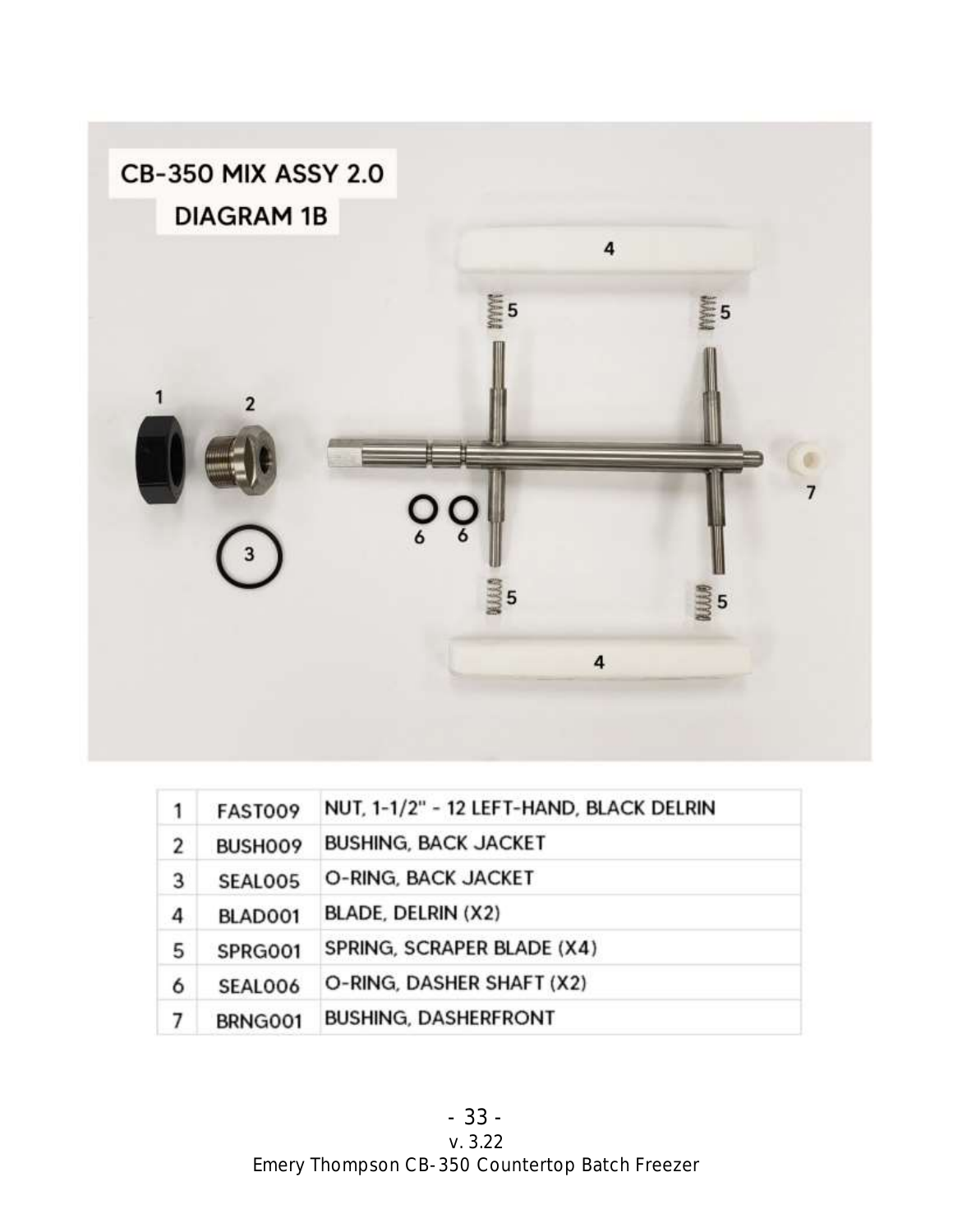CB-350 MIX ASSY 2.0

DIAGRAM 1B

4

5

5

1

2

7

6

6

3

5

5

4

| | | |
|---|---|---|
| 1 | FAST009 | NUT, 1-1/2" - 12 LEFT-HAND, BLACK DELRIN |
| 2 | BUSH009 | BUSHING, BACK JACKET |
| 3 | SEAL005 | O-RING, BACK JACKET |
| 4 | BLAD001 | BLADE, DELRIN (X2) |
| 5 | SPRG001 | SPRING, SCRAPER BLADE (X4) |
| 6 | SEAL006 | O-RING, DASHER SHAFT (X2) |
| 7 | BRNG001 | BUSHING, DASHERFRONT |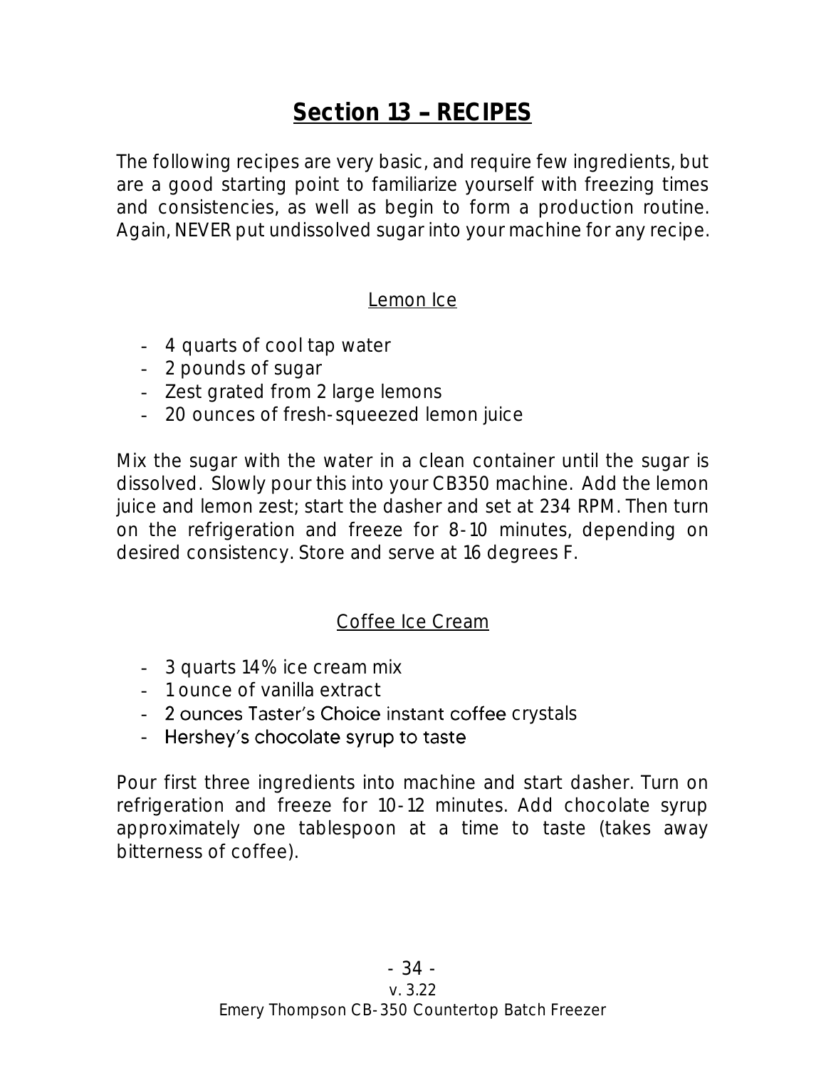# Section 13 – RECIPES

The following recipes are very basic, and require few ingredients, but are a good starting point to familiarize yourself with freezing times and consistencies, as well as begin to form a production routine. Again, NEVER put undissolved sugar into your machine for any recipe.

## Lemon Ice

- 4 quarts of cool tap water
- 2 pounds of sugar
- Zest grated from 2 large lemons
- 20 ounces of fresh-squeezed lemon juice

Mix the sugar with the water in a clean container until the sugar is dissolved. Slowly pour this into your CB350 machine. Add the lemon juice and lemon zest; start the dasher and set at 234 RPM. Then turn on the refrigeration and freeze for 8-10 minutes, depending on desired consistency. Store and serve at 16 degrees F.

## Coffee Ice Cream

- 3 quarts 14% ice cream mix
- 1 ounce of vanilla extract
- 2 ounces Taster's Choice instant coffee crystals
- Hershey's chocolate syrup to taste

Pour first three ingredients into machine and start dasher. Turn on refrigeration and freeze for 10-12 minutes. Add chocolate syrup approximately one tablespoon at a time to taste (takes away bitterness of coffee).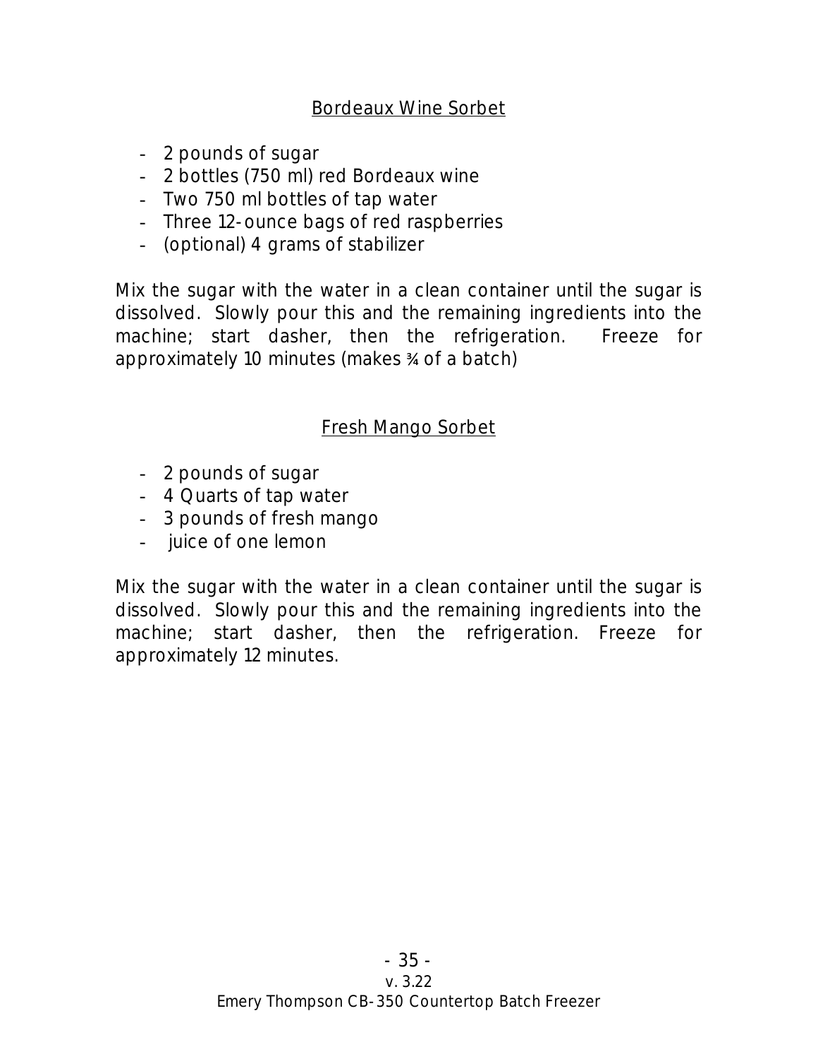## Bordeaux Wine Sorbet

- 2 pounds of sugar
- 2 bottles (750 ml) red Bordeaux wine
- Two 750 ml bottles of tap water
- Three 12-ounce bags of red raspberries
- (optional) 4 grams of stabilizer

Mix the sugar with the water in a clean container until the sugar is dissolved. Slowly pour this and the remaining ingredients into the machine; start dasher, then the refrigeration. Freeze for approximately 10 minutes (makes ¾ of a batch)

## Fresh Mango Sorbet

- 2 pounds of sugar
- 4 Quarts of tap water
- 3 pounds of fresh mango
- juice of one lemon

Mix the sugar with the water in a clean container until the sugar is dissolved. Slowly pour this and the remaining ingredients into the machine; start dasher, then the refrigeration. Freeze for approximately 12 minutes.